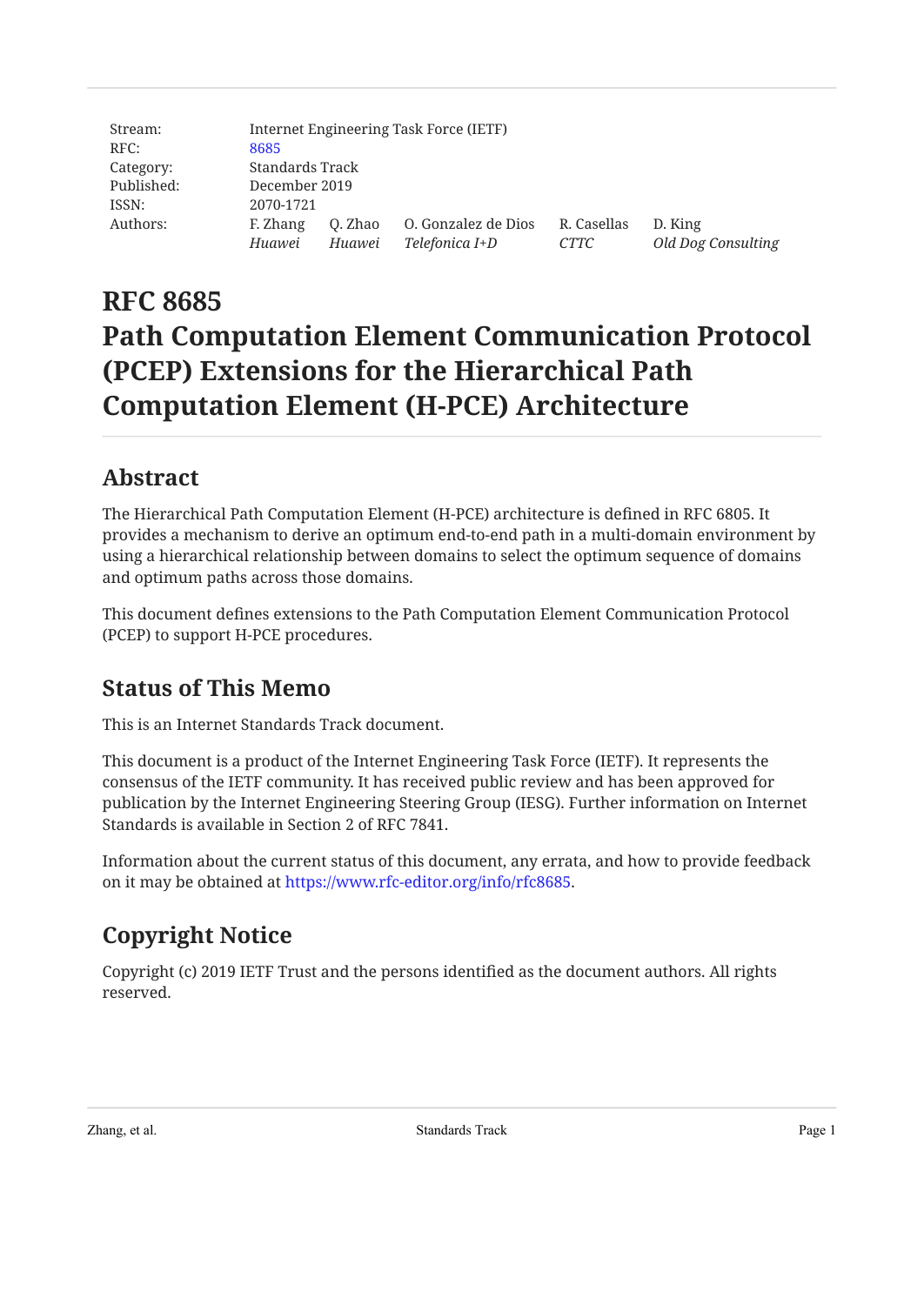| | | | | | |
|---|---|---|---|---|---|
| Stream: | Internet Engineering Task Force (IETF) | | | | |
| RFC: | 8685 | | | | |
| Category: | Standards Track | | | | |
| Published: | December 2019 | | | | |
| ISSN: | 2070-1721 | | | | |
| Authors: | F. Zhang *Huawei* | Q. Zhao *Huawei* | O. Gonzalez de Dios *Telefonica I+D* | R. Casellas *CTTC* | D. King *Old Dog Consulting* |

# RFC 8685 Path Computation Element Communication Protocol (PCEP) Extensions for the Hierarchical Path Computation Element (H-PCE) Architecture

## Abstract

The Hierarchical Path Computation Element (H-PCE) architecture is defined in RFC 6805. It provides a mechanism to derive an optimum end-to-end path in a multi-domain environment by using a hierarchical relationship between domains to select the optimum sequence of domains and optimum paths across those domains.

This document defines extensions to the Path Computation Element Communication Protocol (PCEP) to support H-PCE procedures.

## Status of This Memo

This is an Internet Standards Track document.

This document is a product of the Internet Engineering Task Force (IETF). It represents the consensus of the IETF community. It has received public review and has been approved for publication by the Internet Engineering Steering Group (IESG). Further information on Internet Standards is available in Section 2 of RFC 7841.

Information about the current status of this document, any errata, and how to provide feedback on it may be obtained at https://www.rfc-editor.org/info/rfc8685.

## Copyright Notice

Copyright (c) 2019 IETF Trust and the persons identified as the document authors. All rights reserved.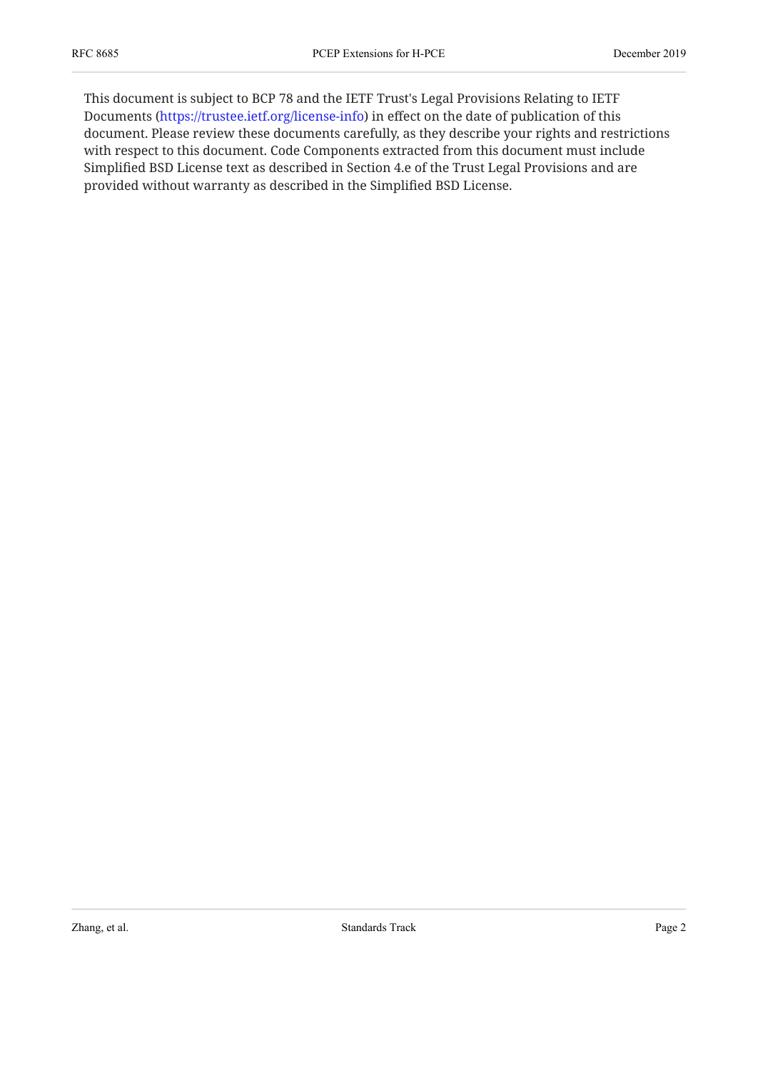This document is subject to BCP 78 and the IETF Trust's Legal Provisions Relating to IETF Documents (https://trustee.ietf.org/license-info) in effect on the date of publication of this document. Please review these documents carefully, as they describe your rights and restrictions with respect to this document. Code Components extracted from this document must include Simplified BSD License text as described in Section 4.e of the Trust Legal Provisions and are provided without warranty as described in the Simplified BSD License.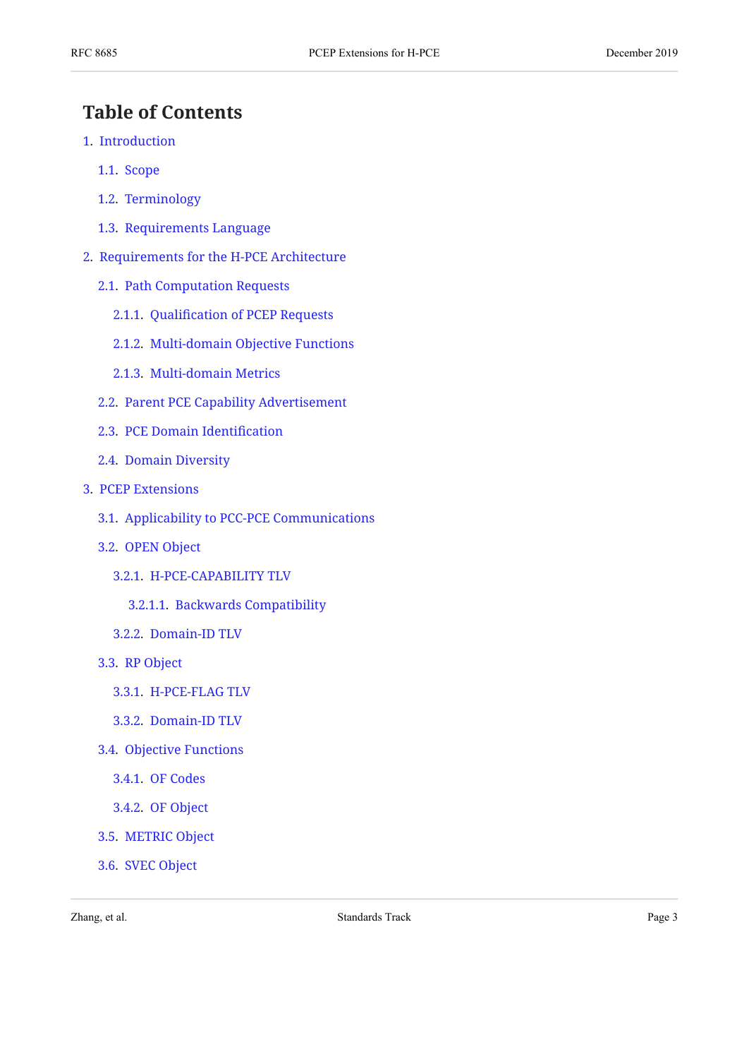# Table of Contents

1. Introduction
    - 1.1. Scope
    - 1.2. Terminology
    - 1.3. Requirements Language
2. Requirements for the H-PCE Architecture
    - 2.1. Path Computation Requests
        - 2.1.1. Qualification of PCEP Requests
        - 2.1.2. Multi-domain Objective Functions
        - 2.1.3. Multi-domain Metrics
    - 2.2. Parent PCE Capability Advertisement
    - 2.3. PCE Domain Identification
    - 2.4. Domain Diversity
3. PCEP Extensions
    - 3.1. Applicability to PCC-PCE Communications
    - 3.2. OPEN Object
        - 3.2.1. H-PCE-CAPABILITY TLV
            - 3.2.1.1. Backwards Compatibility
        - 3.2.2. Domain-ID TLV
    - 3.3. RP Object
        - 3.3.1. H-PCE-FLAG TLV
        - 3.3.2. Domain-ID TLV
    - 3.4. Objective Functions
        - 3.4.1. OF Codes
        - 3.4.2. OF Object
    - 3.5. METRIC Object
    - 3.6. SVEC Object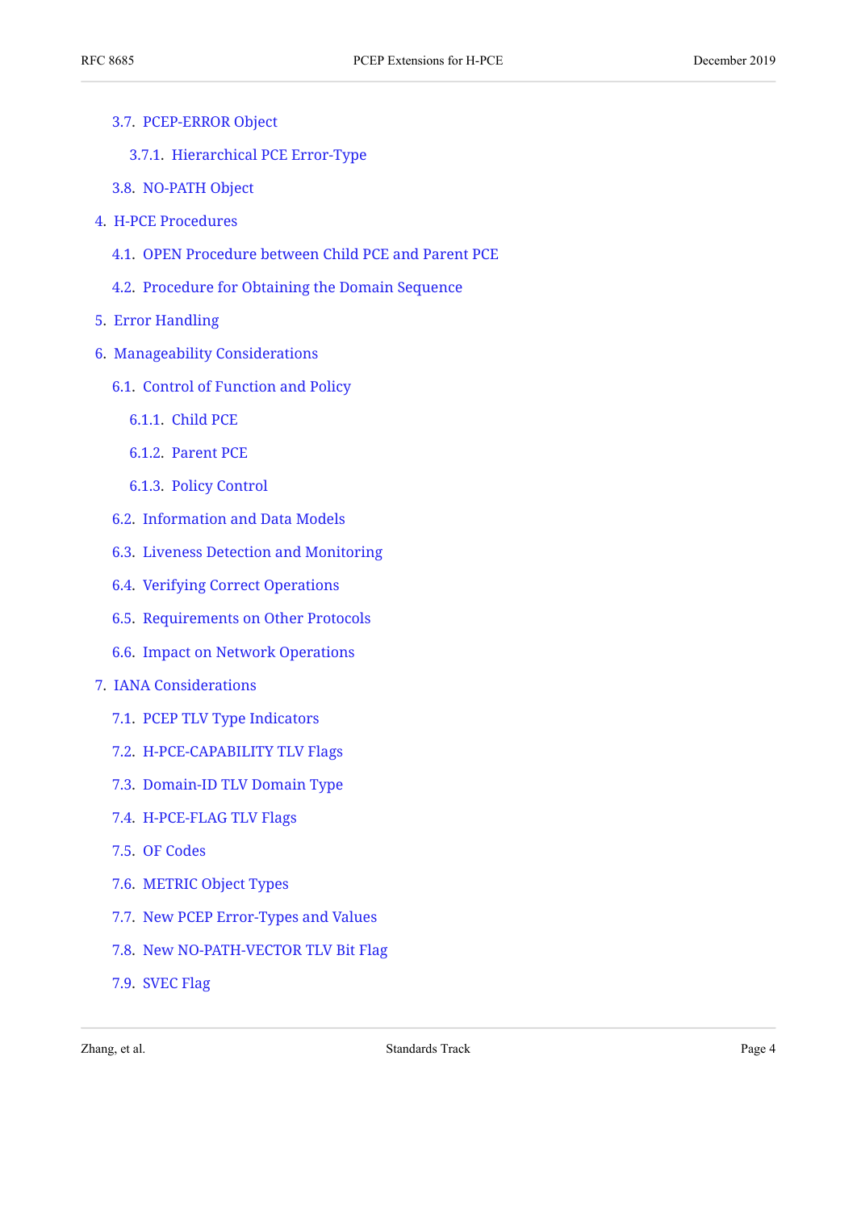- 3.7. PCEP-ERROR Object
  - 3.7.1. Hierarchical PCE Error-Type
- 3.8. NO-PATH Object
- 4. H-PCE Procedures
  - 4.1. OPEN Procedure between Child PCE and Parent PCE
  - 4.2. Procedure for Obtaining the Domain Sequence
- 5. Error Handling
- 6. Manageability Considerations
  - 6.1. Control of Function and Policy
    - 6.1.1. Child PCE
    - 6.1.2. Parent PCE
    - 6.1.3. Policy Control
  - 6.2. Information and Data Models
  - 6.3. Liveness Detection and Monitoring
  - 6.4. Verifying Correct Operations
  - 6.5. Requirements on Other Protocols
  - 6.6. Impact on Network Operations
- 7. IANA Considerations
  - 7.1. PCEP TLV Type Indicators
  - 7.2. H-PCE-CAPABILITY TLV Flags
  - 7.3. Domain-ID TLV Domain Type
  - 7.4. H-PCE-FLAG TLV Flags
  - 7.5. OF Codes
  - 7.6. METRIC Object Types
  - 7.7. New PCEP Error-Types and Values
  - 7.8. New NO-PATH-VECTOR TLV Bit Flag
  - 7.9. SVEC Flag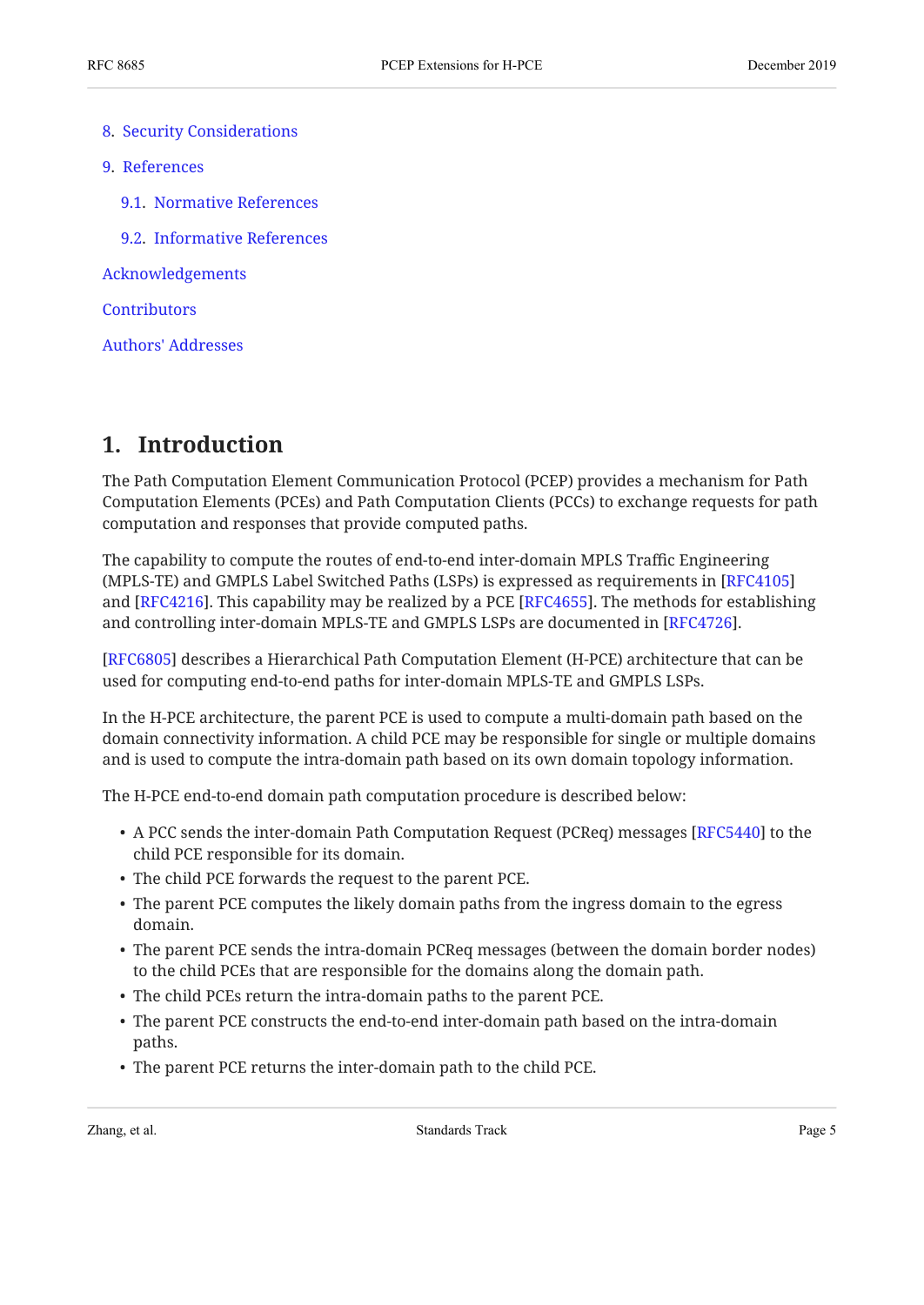8. Security Considerations

9. References

   9.1. Normative References

   9.2. Informative References

Acknowledgements

Contributors

Authors' Addresses

# 1. Introduction

The Path Computation Element Communication Protocol (PCEP) provides a mechanism for Path Computation Elements (PCEs) and Path Computation Clients (PCCs) to exchange requests for path computation and responses that provide computed paths.

The capability to compute the routes of end-to-end inter-domain MPLS Traffic Engineering (MPLS-TE) and GMPLS Label Switched Paths (LSPs) is expressed as requirements in [RFC4105] and [RFC4216]. This capability may be realized by a PCE [RFC4655]. The methods for establishing and controlling inter-domain MPLS-TE and GMPLS LSPs are documented in [RFC4726].

[RFC6805] describes a Hierarchical Path Computation Element (H-PCE) architecture that can be used for computing end-to-end paths for inter-domain MPLS-TE and GMPLS LSPs.

In the H-PCE architecture, the parent PCE is used to compute a multi-domain path based on the domain connectivity information. A child PCE may be responsible for single or multiple domains and is used to compute the intra-domain path based on its own domain topology information.

The H-PCE end-to-end domain path computation procedure is described below:

- A PCC sends the inter-domain Path Computation Request (PCReq) messages [RFC5440] to the child PCE responsible for its domain.
- The child PCE forwards the request to the parent PCE.
- The parent PCE computes the likely domain paths from the ingress domain to the egress domain.
- The parent PCE sends the intra-domain PCReq messages (between the domain border nodes) to the child PCEs that are responsible for the domains along the domain path.
- The child PCEs return the intra-domain paths to the parent PCE.
- The parent PCE constructs the end-to-end inter-domain path based on the intra-domain paths.
- The parent PCE returns the inter-domain path to the child PCE.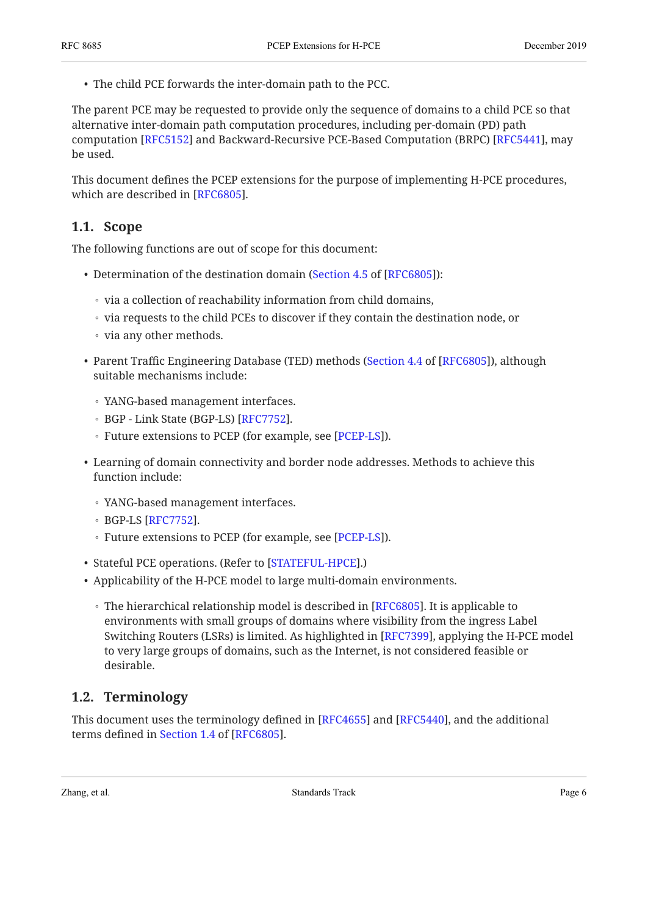- The child PCE forwards the inter-domain path to the PCC.

The parent PCE may be requested to provide only the sequence of domains to a child PCE so that alternative inter-domain path computation procedures, including per-domain (PD) path computation [RFC5152] and Backward-Recursive PCE-Based Computation (BRPC) [RFC5441], may be used.

This document defines the PCEP extensions for the purpose of implementing H-PCE procedures, which are described in [RFC6805].

## 1.1. Scope

The following functions are out of scope for this document:

- Determination of the destination domain (Section 4.5 of [RFC6805]):
  - via a collection of reachability information from child domains,
  - via requests to the child PCEs to discover if they contain the destination node, or
  - via any other methods.
- Parent Traffic Engineering Database (TED) methods (Section 4.4 of [RFC6805]), although suitable mechanisms include:
  - YANG-based management interfaces.
  - BGP - Link State (BGP-LS) [RFC7752].
  - Future extensions to PCEP (for example, see [PCEP-LS]).
- Learning of domain connectivity and border node addresses. Methods to achieve this function include:
  - YANG-based management interfaces.
  - BGP-LS [RFC7752].
  - Future extensions to PCEP (for example, see [PCEP-LS]).
- Stateful PCE operations. (Refer to [STATEFUL-HPCE].)
- Applicability of the H-PCE model to large multi-domain environments.
  - The hierarchical relationship model is described in [RFC6805]. It is applicable to environments with small groups of domains where visibility from the ingress Label Switching Routers (LSRs) is limited. As highlighted in [RFC7399], applying the H-PCE model to very large groups of domains, such as the Internet, is not considered feasible or desirable.

## 1.2. Terminology

This document uses the terminology defined in [RFC4655] and [RFC5440], and the additional terms defined in Section 1.4 of [RFC6805].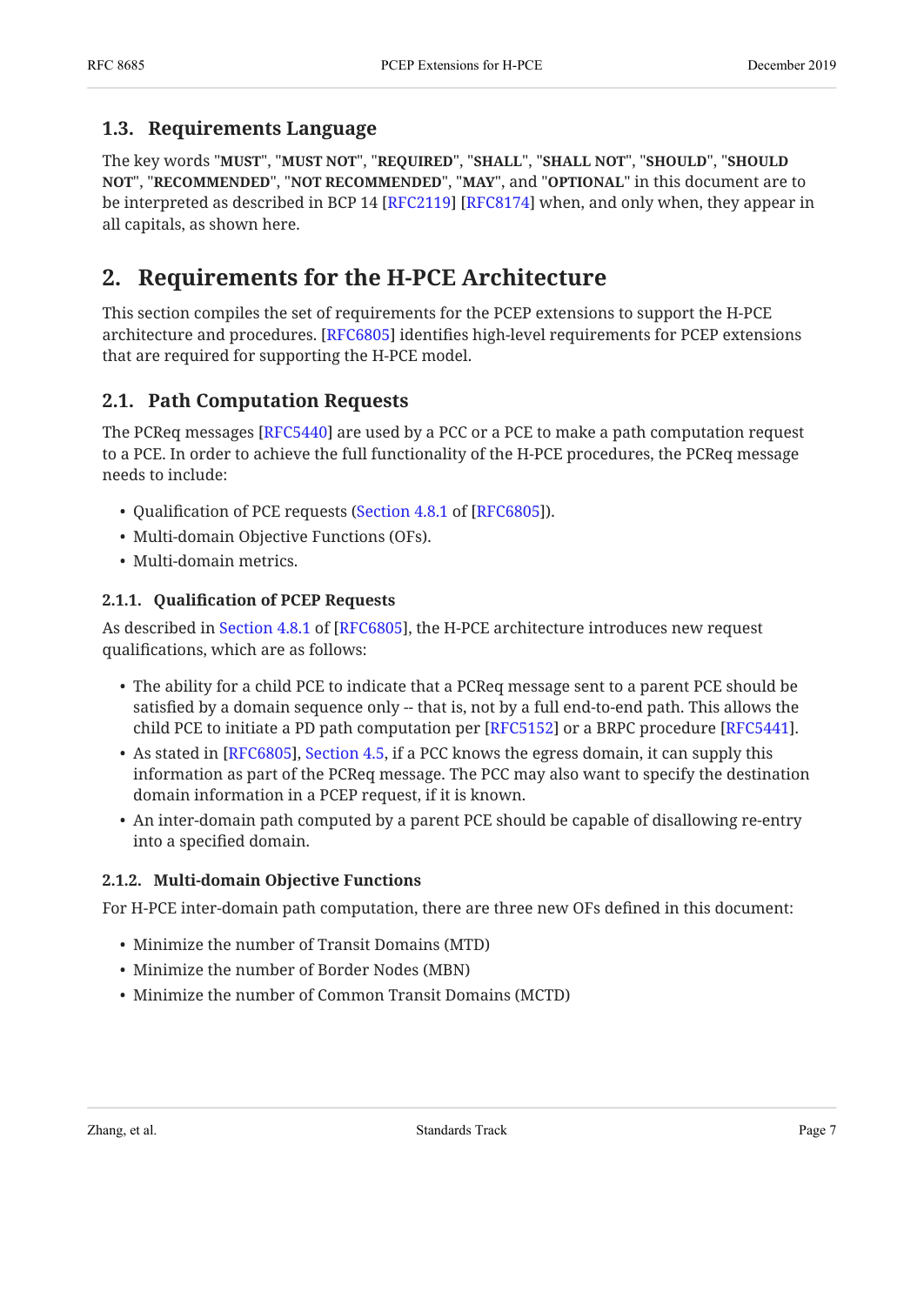### 1.3. Requirements Language

The key words "**MUST**", "**MUST NOT**", "**REQUIRED**", "**SHALL**", "**SHALL NOT**", "**SHOULD**", "**SHOULD NOT**", "**RECOMMENDED**", "**NOT RECOMMENDED**", "**MAY**", and "**OPTIONAL**" in this document are to be interpreted as described in BCP 14 [RFC2119] [RFC8174] when, and only when, they appear in all capitals, as shown here.

## 2. Requirements for the H-PCE Architecture

This section compiles the set of requirements for the PCEP extensions to support the H-PCE architecture and procedures. [RFC6805] identifies high-level requirements for PCEP extensions that are required for supporting the H-PCE model.

### 2.1. Path Computation Requests

The PCReq messages [RFC5440] are used by a PCC or a PCE to make a path computation request to a PCE. In order to achieve the full functionality of the H-PCE procedures, the PCReq message needs to include:

- Qualification of PCE requests (Section 4.8.1 of [RFC6805]).
- Multi-domain Objective Functions (OFs).
- Multi-domain metrics.

#### 2.1.1. Qualification of PCEP Requests

As described in Section 4.8.1 of [RFC6805], the H-PCE architecture introduces new request qualifications, which are as follows:

- The ability for a child PCE to indicate that a PCReq message sent to a parent PCE should be satisfied by a domain sequence only -- that is, not by a full end-to-end path. This allows the child PCE to initiate a PD path computation per [RFC5152] or a BRPC procedure [RFC5441].
- As stated in [RFC6805], Section 4.5, if a PCC knows the egress domain, it can supply this information as part of the PCReq message. The PCC may also want to specify the destination domain information in a PCEP request, if it is known.
- An inter-domain path computed by a parent PCE should be capable of disallowing re-entry into a specified domain.

#### 2.1.2. Multi-domain Objective Functions

For H-PCE inter-domain path computation, there are three new OFs defined in this document:

- Minimize the number of Transit Domains (MTD)
- Minimize the number of Border Nodes (MBN)
- Minimize the number of Common Transit Domains (MCTD)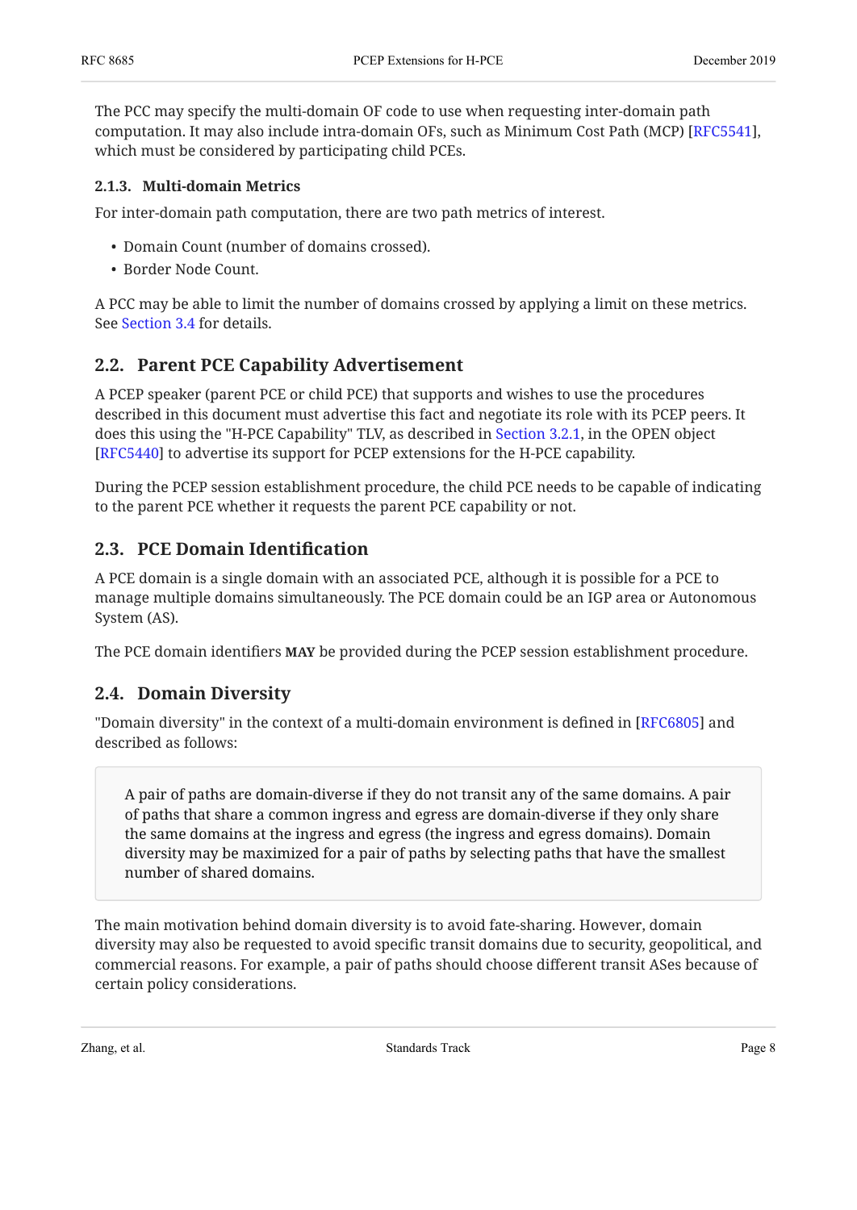The PCC may specify the multi-domain OF code to use when requesting inter-domain path computation. It may also include intra-domain OFs, such as Minimum Cost Path (MCP) [RFC5541], which must be considered by participating child PCEs.

#### 2.1.3. Multi-domain Metrics

For inter-domain path computation, there are two path metrics of interest.

- Domain Count (number of domains crossed).
- Border Node Count.

A PCC may be able to limit the number of domains crossed by applying a limit on these metrics. See Section 3.4 for details.

### 2.2. Parent PCE Capability Advertisement

A PCEP speaker (parent PCE or child PCE) that supports and wishes to use the procedures described in this document must advertise this fact and negotiate its role with its PCEP peers. It does this using the "H-PCE Capability" TLV, as described in Section 3.2.1, in the OPEN object [RFC5440] to advertise its support for PCEP extensions for the H-PCE capability.

During the PCEP session establishment procedure, the child PCE needs to be capable of indicating to the parent PCE whether it requests the parent PCE capability or not.

### 2.3. PCE Domain Identification

A PCE domain is a single domain with an associated PCE, although it is possible for a PCE to manage multiple domains simultaneously. The PCE domain could be an IGP area or Autonomous System (AS).

The PCE domain identifiers **MAY** be provided during the PCEP session establishment procedure.

### 2.4. Domain Diversity

"Domain diversity" in the context of a multi-domain environment is defined in [RFC6805] and described as follows:

> A pair of paths are domain-diverse if they do not transit any of the same domains. A pair of paths that share a common ingress and egress are domain-diverse if they only share the same domains at the ingress and egress (the ingress and egress domains). Domain diversity may be maximized for a pair of paths by selecting paths that have the smallest number of shared domains.

The main motivation behind domain diversity is to avoid fate-sharing. However, domain diversity may also be requested to avoid specific transit domains due to security, geopolitical, and commercial reasons. For example, a pair of paths should choose different transit ASes because of certain policy considerations.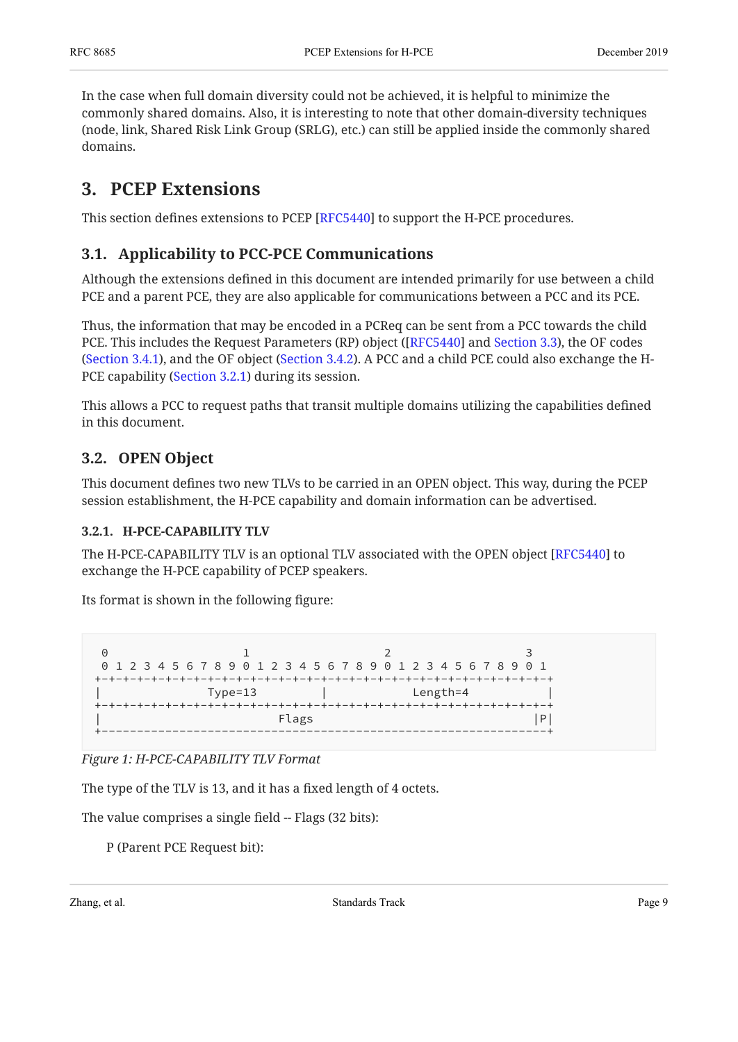In the case when full domain diversity could not be achieved, it is helpful to minimize the commonly shared domains. Also, it is interesting to note that other domain-diversity techniques (node, link, Shared Risk Link Group (SRLG), etc.) can still be applied inside the commonly shared domains.

# 3. PCEP Extensions

This section defines extensions to PCEP [RFC5440] to support the H-PCE procedures.

## 3.1. Applicability to PCC-PCE Communications

Although the extensions defined in this document are intended primarily for use between a child PCE and a parent PCE, they are also applicable for communications between a PCC and its PCE.

Thus, the information that may be encoded in a PCReq can be sent from a PCC towards the child PCE. This includes the Request Parameters (RP) object ([RFC5440] and Section 3.3), the OF codes (Section 3.4.1), and the OF object (Section 3.4.2). A PCC and a child PCE could also exchange the H-PCE capability (Section 3.2.1) during its session.

This allows a PCC to request paths that transit multiple domains utilizing the capabilities defined in this document.

## 3.2. OPEN Object

This document defines two new TLVs to be carried in an OPEN object. This way, during the PCEP session establishment, the H-PCE capability and domain information can be advertised.

### 3.2.1. H-PCE-CAPABILITY TLV

The H-PCE-CAPABILITY TLV is an optional TLV associated with the OPEN object [RFC5440] to exchange the H-PCE capability of PCEP speakers.

Its format is shown in the following figure:

```
 0                   1                   2                   3
 0 1 2 3 4 5 6 7 8 9 0 1 2 3 4 5 6 7 8 9 0 1 2 3 4 5 6 7 8 9 0 1
+-+-+-+-+-+-+-+-+-+-+-+-+-+-+-+-+-+-+-+-+-+-+-+-+-+-+-+-+-+-+-+-+
|               Type=13         |            Length=4           |
+-+-+-+-+-+-+-+-+-+-+-+-+-+-+-+-+-+-+-+-+-+-+-+-+-+-+-+-+-+-+-+-+
|                          Flags                              |P|
+---------------------------------------------------------------+
```

*Figure 1: H-PCE-CAPABILITY TLV Format*

The type of the TLV is 13, and it has a fixed length of 4 octets.

The value comprises a single field -- Flags (32 bits):

P (Parent PCE Request bit):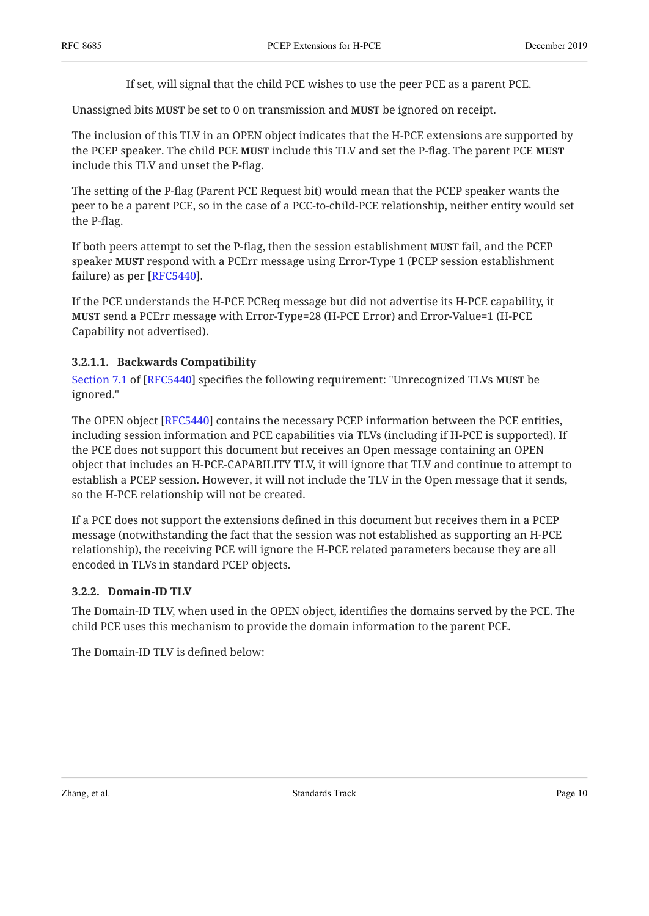If set, will signal that the child PCE wishes to use the peer PCE as a parent PCE.

Unassigned bits **MUST** be set to 0 on transmission and **MUST** be ignored on receipt.

The inclusion of this TLV in an OPEN object indicates that the H-PCE extensions are supported by the PCEP speaker. The child PCE **MUST** include this TLV and set the P-flag. The parent PCE **MUST** include this TLV and unset the P-flag.

The setting of the P-flag (Parent PCE Request bit) would mean that the PCEP speaker wants the peer to be a parent PCE, so in the case of a PCC-to-child-PCE relationship, neither entity would set the P-flag.

If both peers attempt to set the P-flag, then the session establishment **MUST** fail, and the PCEP speaker **MUST** respond with a PCErr message using Error-Type 1 (PCEP session establishment failure) as per [RFC5440].

If the PCE understands the H-PCE PCReq message but did not advertise its H-PCE capability, it **MUST** send a PCErr message with Error-Type=28 (H-PCE Error) and Error-Value=1 (H-PCE Capability not advertised).

#### 3.2.1.1. Backwards Compatibility

Section 7.1 of [RFC5440] specifies the following requirement: "Unrecognized TLVs **MUST** be ignored."

The OPEN object [RFC5440] contains the necessary PCEP information between the PCE entities, including session information and PCE capabilities via TLVs (including if H-PCE is supported). If the PCE does not support this document but receives an Open message containing an OPEN object that includes an H-PCE-CAPABILITY TLV, it will ignore that TLV and continue to attempt to establish a PCEP session. However, it will not include the TLV in the Open message that it sends, so the H-PCE relationship will not be created.

If a PCE does not support the extensions defined in this document but receives them in a PCEP message (notwithstanding the fact that the session was not established as supporting an H-PCE relationship), the receiving PCE will ignore the H-PCE related parameters because they are all encoded in TLVs in standard PCEP objects.

### 3.2.2. Domain-ID TLV

The Domain-ID TLV, when used in the OPEN object, identifies the domains served by the PCE. The child PCE uses this mechanism to provide the domain information to the parent PCE.

The Domain-ID TLV is defined below: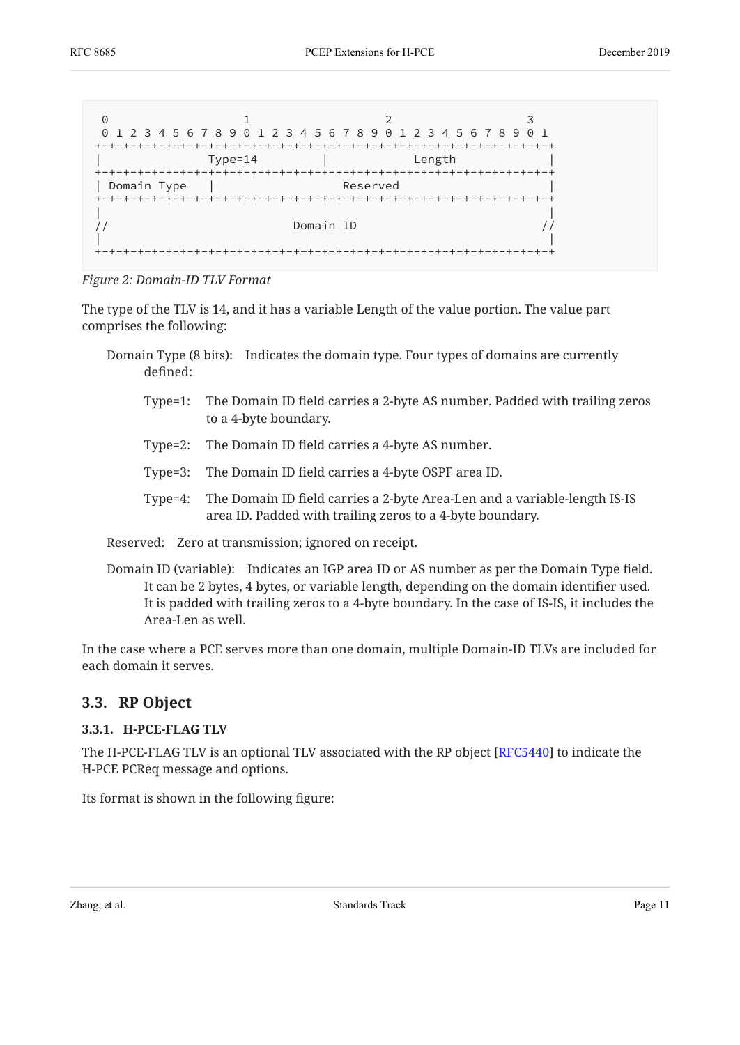```
 0                   1                   2                   3
 0 1 2 3 4 5 6 7 8 9 0 1 2 3 4 5 6 7 8 9 0 1 2 3 4 5 6 7 8 9 0 1
+-+-+-+-+-+-+-+-+-+-+-+-+-+-+-+-+-+-+-+-+-+-+-+-+-+-+-+-+-+-+-+-+
|            Type=14            |             Length            |
+-+-+-+-+-+-+-+-+-+-+-+-+-+-+-+-+-+-+-+-+-+-+-+-+-+-+-+-+-+-+-+-+
| Domain Type   |                  Reserved                     |
+-+-+-+-+-+-+-+-+-+-+-+-+-+-+-+-+-+-+-+-+-+-+-+-+-+-+-+-+-+-+-+-+
|                                                               |
//                          Domain ID                          //
|                                                               |
+-+-+-+-+-+-+-+-+-+-+-+-+-+-+-+-+-+-+-+-+-+-+-+-+-+-+-+-+-+-+-+-+
```

*Figure 2: Domain-ID TLV Format*

The type of the TLV is 14, and it has a variable Length of the value portion. The value part comprises the following:

Domain Type (8 bits): Indicates the domain type. Four types of domains are currently defined:

- Type=1: The Domain ID field carries a 2-byte AS number. Padded with trailing zeros to a 4-byte boundary.
- Type=2: The Domain ID field carries a 4-byte AS number.
- Type=3: The Domain ID field carries a 4-byte OSPF area ID.
- Type=4: The Domain ID field carries a 2-byte Area-Len and a variable-length IS-IS area ID. Padded with trailing zeros to a 4-byte boundary.

Reserved: Zero at transmission; ignored on receipt.

Domain ID (variable): Indicates an IGP area ID or AS number as per the Domain Type field. It can be 2 bytes, 4 bytes, or variable length, depending on the domain identifier used. It is padded with trailing zeros to a 4-byte boundary. In the case of IS-IS, it includes the Area-Len as well.

In the case where a PCE serves more than one domain, multiple Domain-ID TLVs are included for each domain it serves.

## 3.3. RP Object

### 3.3.1. H-PCE-FLAG TLV

The H-PCE-FLAG TLV is an optional TLV associated with the RP object [RFC5440] to indicate the H-PCE PCReq message and options.

Its format is shown in the following figure: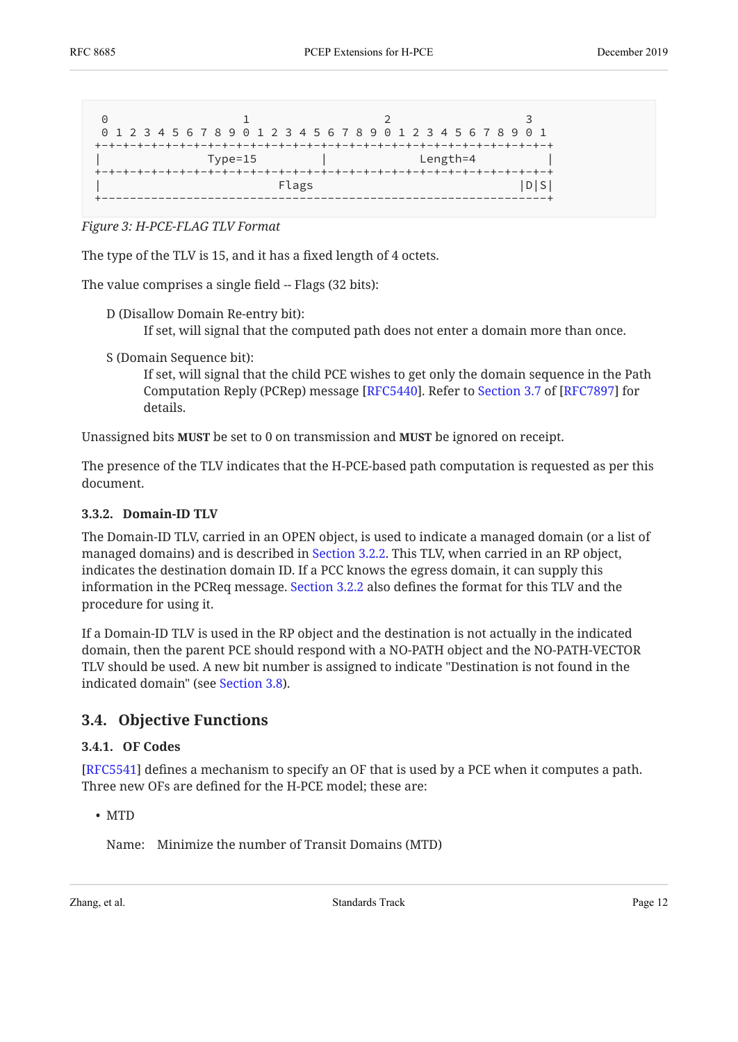```
 0                   1                   2                   3
 0 1 2 3 4 5 6 7 8 9 0 1 2 3 4 5 6 7 8 9 0 1 2 3 4 5 6 7 8 9 0 1
+-+-+-+-+-+-+-+-+-+-+-+-+-+-+-+-+-+-+-+-+-+-+-+-+-+-+-+-+-+-+-+-+
|               Type=15         |             Length=4          |
+-+-+-+-+-+-+-+-+-+-+-+-+-+-+-+-+-+-+-+-+-+-+-+-+-+-+-+-+-+-+-+-+
|                          Flags                            |D|S|
+---------------------------------------------------------------+
```

*Figure 3: H-PCE-FLAG TLV Format*

The type of the TLV is 15, and it has a fixed length of 4 octets.

The value comprises a single field -- Flags (32 bits):

D (Disallow Domain Re-entry bit):
: If set, will signal that the computed path does not enter a domain more than once.

S (Domain Sequence bit):
: If set, will signal that the child PCE wishes to get only the domain sequence in the Path Computation Reply (PCRep) message [RFC5440]. Refer to Section 3.7 of [RFC7897] for details.

Unassigned bits **MUST** be set to 0 on transmission and **MUST** be ignored on receipt.

The presence of the TLV indicates that the H-PCE-based path computation is requested as per this document.

#### 3.3.2. Domain-ID TLV

The Domain-ID TLV, carried in an OPEN object, is used to indicate a managed domain (or a list of managed domains) and is described in Section 3.2.2. This TLV, when carried in an RP object, indicates the destination domain ID. If a PCC knows the egress domain, it can supply this information in the PCReq message. Section 3.2.2 also defines the format for this TLV and the procedure for using it.

If a Domain-ID TLV is used in the RP object and the destination is not actually in the indicated domain, then the parent PCE should respond with a NO-PATH object and the NO-PATH-VECTOR TLV should be used. A new bit number is assigned to indicate "Destination is not found in the indicated domain" (see Section 3.8).

### 3.4. Objective Functions

#### 3.4.1. OF Codes

[RFC5541] defines a mechanism to specify an OF that is used by a PCE when it computes a path. Three new OFs are defined for the H-PCE model; these are:

- MTD

  Name: Minimize the number of Transit Domains (MTD)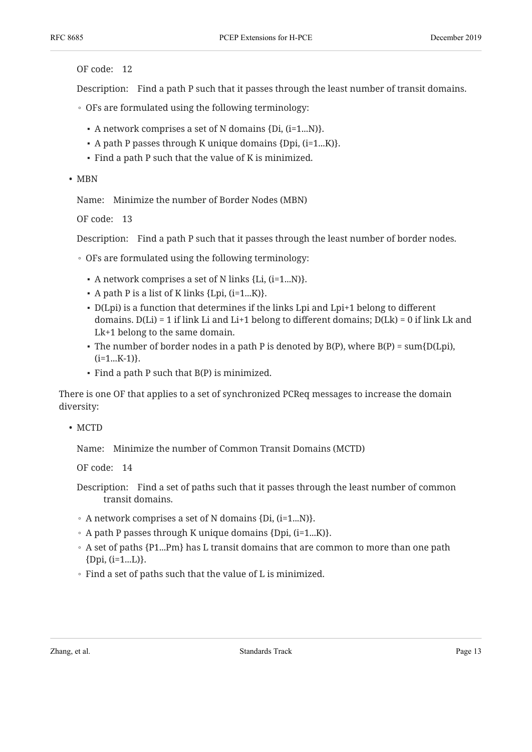OF code: 12

Description: Find a path P such that it passes through the least number of transit domains.

- OFs are formulated using the following terminology:
  - A network comprises a set of N domains {Di, (i=1...N)}.
  - A path P passes through K unique domains {Dpi, (i=1...K)}.
  - Find a path P such that the value of K is minimized.

- MBN

  Name: Minimize the number of Border Nodes (MBN)

  OF code: 13

  Description: Find a path P such that it passes through the least number of border nodes.

  - OFs are formulated using the following terminology:
    - A network comprises a set of N links {Li, (i=1...N)}.
    - A path P is a list of K links {Lpi, (i=1...K)}.
    - D(Lpi) is a function that determines if the links Lpi and Lpi+1 belong to different domains. D(Li) = 1 if link Li and Li+1 belong to different domains; D(Lk) = 0 if link Lk and Lk+1 belong to the same domain.
    - The number of border nodes in a path P is denoted by B(P), where B(P) = sum{D(Lpi), (i=1...K-1)}.
    - Find a path P such that B(P) is minimized.

There is one OF that applies to a set of synchronized PCReq messages to increase the domain diversity:

- MCTD

  Name: Minimize the number of Common Transit Domains (MCTD)

  OF code: 14

  Description: Find a set of paths such that it passes through the least number of common transit domains.

  - A network comprises a set of N domains {Di, (i=1...N)}.
  - A path P passes through K unique domains {Dpi, (i=1...K)}.
  - A set of paths {P1...Pm} has L transit domains that are common to more than one path {Dpi, (i=1...L)}.
  - Find a set of paths such that the value of L is minimized.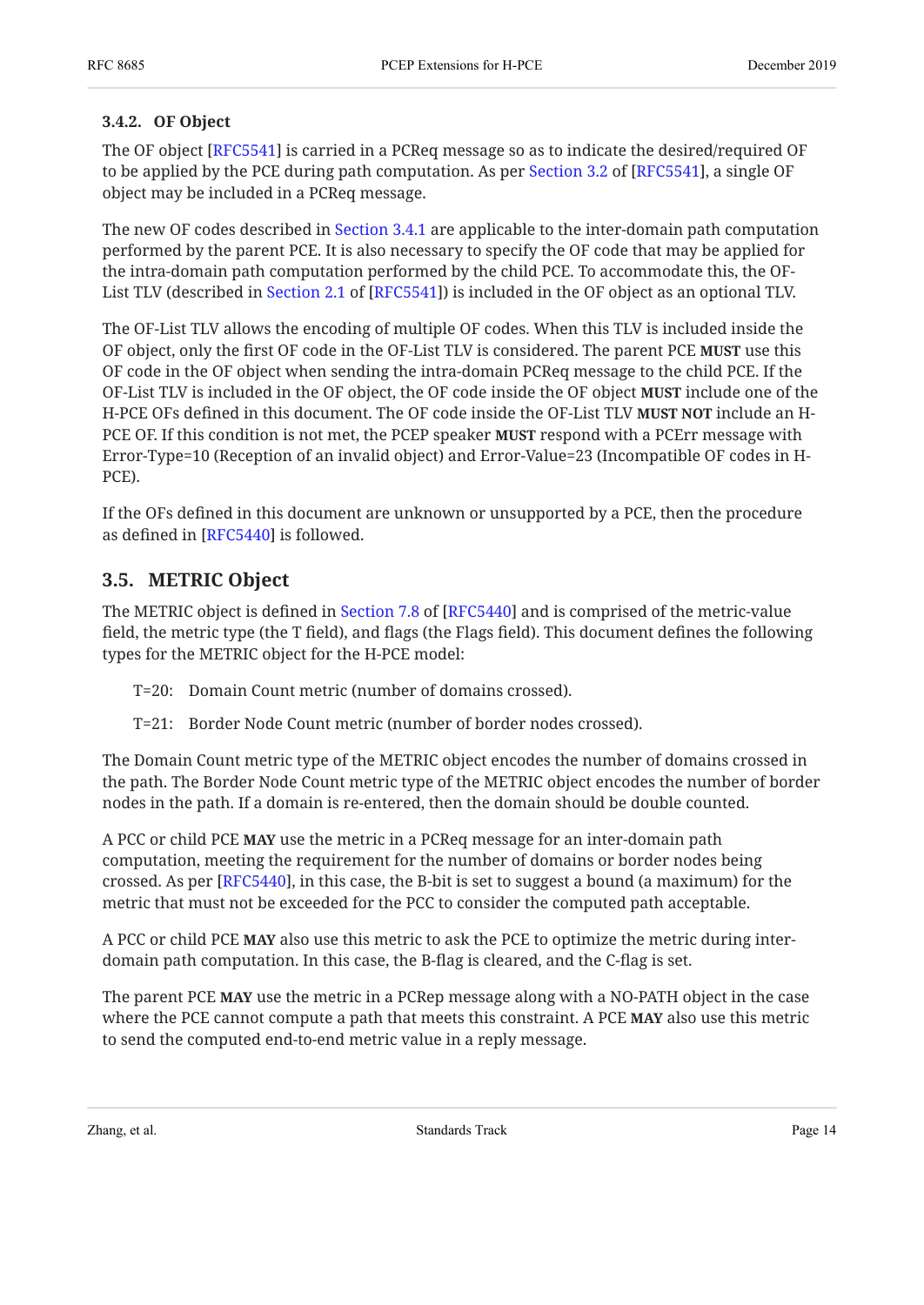### 3.4.2. OF Object

The OF object [RFC5541] is carried in a PCReq message so as to indicate the desired/required OF to be applied by the PCE during path computation. As per Section 3.2 of [RFC5541], a single OF object may be included in a PCReq message.

The new OF codes described in Section 3.4.1 are applicable to the inter-domain path computation performed by the parent PCE. It is also necessary to specify the OF code that may be applied for the intra-domain path computation performed by the child PCE. To accommodate this, the OF-List TLV (described in Section 2.1 of [RFC5541]) is included in the OF object as an optional TLV.

The OF-List TLV allows the encoding of multiple OF codes. When this TLV is included inside the OF object, only the first OF code in the OF-List TLV is considered. The parent PCE **MUST** use this OF code in the OF object when sending the intra-domain PCReq message to the child PCE. If the OF-List TLV is included in the OF object, the OF code inside the OF object **MUST** include one of the H-PCE OFs defined in this document. The OF code inside the OF-List TLV **MUST NOT** include an H-PCE OF. If this condition is not met, the PCEP speaker **MUST** respond with a PCErr message with Error-Type=10 (Reception of an invalid object) and Error-Value=23 (Incompatible OF codes in H-PCE).

If the OFs defined in this document are unknown or unsupported by a PCE, then the procedure as defined in [RFC5440] is followed.

## 3.5. METRIC Object

The METRIC object is defined in Section 7.8 of [RFC5440] and is comprised of the metric-value field, the metric type (the T field), and flags (the Flags field). This document defines the following types for the METRIC object for the H-PCE model:

T=20: Domain Count metric (number of domains crossed).

T=21: Border Node Count metric (number of border nodes crossed).

The Domain Count metric type of the METRIC object encodes the number of domains crossed in the path. The Border Node Count metric type of the METRIC object encodes the number of border nodes in the path. If a domain is re-entered, then the domain should be double counted.

A PCC or child PCE **MAY** use the metric in a PCReq message for an inter-domain path computation, meeting the requirement for the number of domains or border nodes being crossed. As per [RFC5440], in this case, the B-bit is set to suggest a bound (a maximum) for the metric that must not be exceeded for the PCC to consider the computed path acceptable.

A PCC or child PCE **MAY** also use this metric to ask the PCE to optimize the metric during inter-domain path computation. In this case, the B-flag is cleared, and the C-flag is set.

The parent PCE **MAY** use the metric in a PCRep message along with a NO-PATH object in the case where the PCE cannot compute a path that meets this constraint. A PCE **MAY** also use this metric to send the computed end-to-end metric value in a reply message.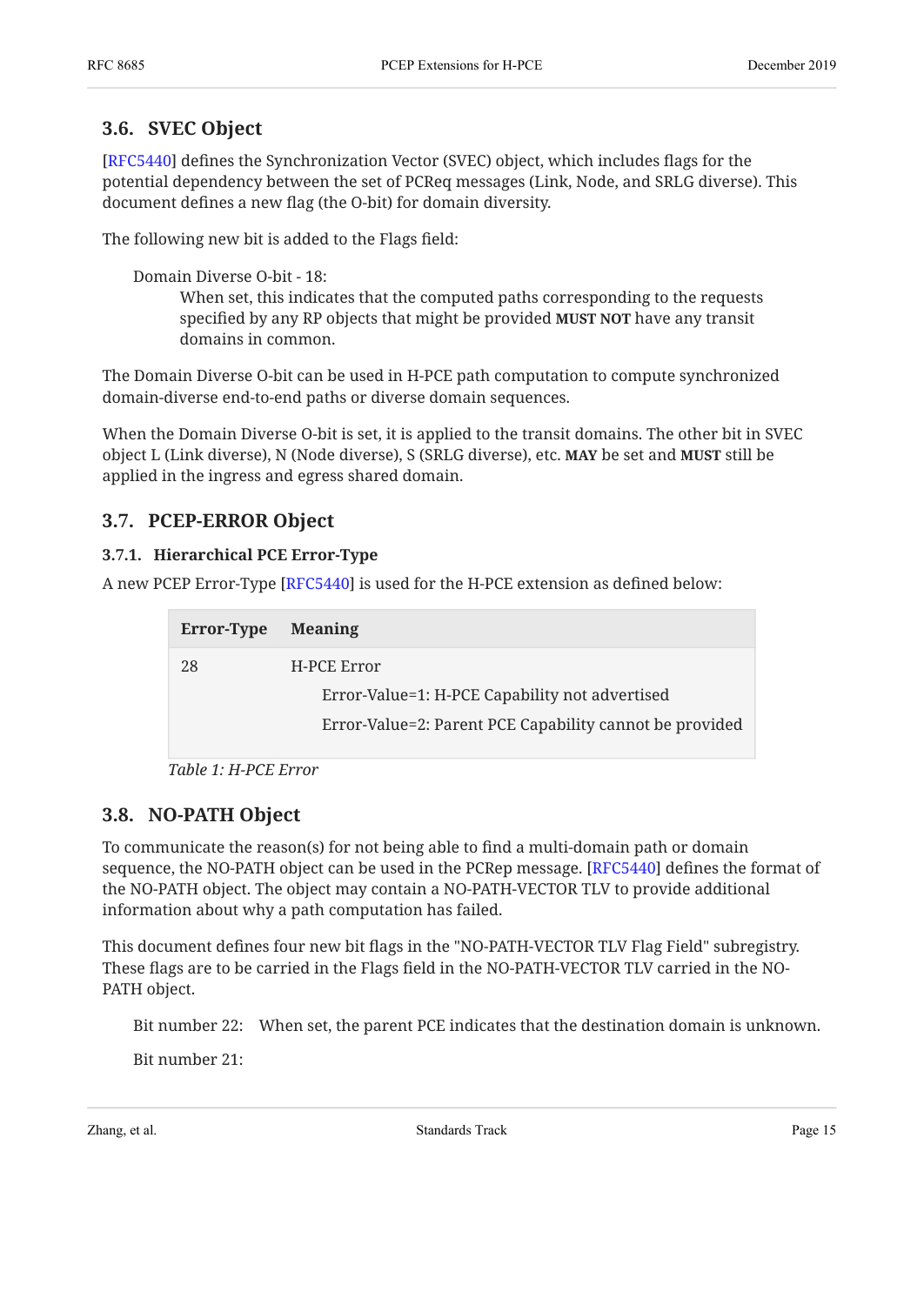### 3.6. SVEC Object

[RFC5440] defines the Synchronization Vector (SVEC) object, which includes flags for the potential dependency between the set of PCReq messages (Link, Node, and SRLG diverse). This document defines a new flag (the O-bit) for domain diversity.

The following new bit is added to the Flags field:

Domain Diverse O-bit - 18:
: When set, this indicates that the computed paths corresponding to the requests specified by any RP objects that might be provided **MUST NOT** have any transit domains in common.

The Domain Diverse O-bit can be used in H-PCE path computation to compute synchronized domain-diverse end-to-end paths or diverse domain sequences.

When the Domain Diverse O-bit is set, it is applied to the transit domains. The other bit in SVEC object L (Link diverse), N (Node diverse), S (SRLG diverse), etc. **MAY** be set and **MUST** still be applied in the ingress and egress shared domain.

### 3.7. PCEP-ERROR Object

#### 3.7.1. Hierarchical PCE Error-Type

A new PCEP Error-Type [RFC5440] is used for the H-PCE extension as defined below:

| Error-Type | Meaning |
|---|---|
| 28 | H-PCE Error<br>Error-Value=1: H-PCE Capability not advertised<br>Error-Value=2: Parent PCE Capability cannot be provided |

*Table 1: H-PCE Error*

### 3.8. NO-PATH Object

To communicate the reason(s) for not being able to find a multi-domain path or domain sequence, the NO-PATH object can be used in the PCRep message. [RFC5440] defines the format of the NO-PATH object. The object may contain a NO-PATH-VECTOR TLV to provide additional information about why a path computation has failed.

This document defines four new bit flags in the "NO-PATH-VECTOR TLV Flag Field" subregistry. These flags are to be carried in the Flags field in the NO-PATH-VECTOR TLV carried in the NO-PATH object.

Bit number 22: When set, the parent PCE indicates that the destination domain is unknown.

Bit number 21: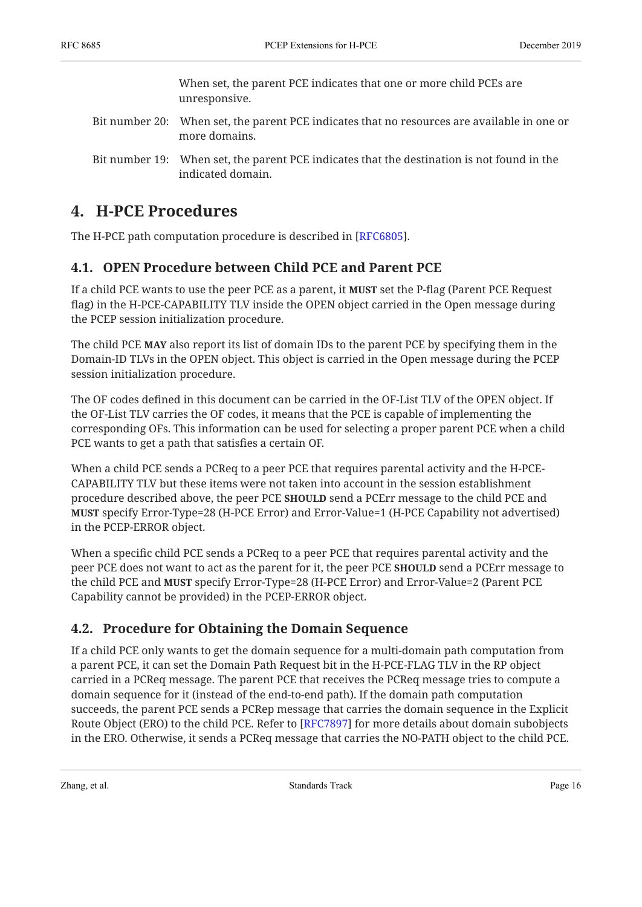When set, the parent PCE indicates that one or more child PCEs are unresponsive.

Bit number 20: When set, the parent PCE indicates that no resources are available in one or more domains.

Bit number 19: When set, the parent PCE indicates that the destination is not found in the indicated domain.

# 4. H-PCE Procedures

The H-PCE path computation procedure is described in [RFC6805].

## 4.1. OPEN Procedure between Child PCE and Parent PCE

If a child PCE wants to use the peer PCE as a parent, it **MUST** set the P-flag (Parent PCE Request flag) in the H-PCE-CAPABILITY TLV inside the OPEN object carried in the Open message during the PCEP session initialization procedure.

The child PCE **MAY** also report its list of domain IDs to the parent PCE by specifying them in the Domain-ID TLVs in the OPEN object. This object is carried in the Open message during the PCEP session initialization procedure.

The OF codes defined in this document can be carried in the OF-List TLV of the OPEN object. If the OF-List TLV carries the OF codes, it means that the PCE is capable of implementing the corresponding OFs. This information can be used for selecting a proper parent PCE when a child PCE wants to get a path that satisfies a certain OF.

When a child PCE sends a PCReq to a peer PCE that requires parental activity and the H-PCE-CAPABILITY TLV but these items were not taken into account in the session establishment procedure described above, the peer PCE **SHOULD** send a PCErr message to the child PCE and **MUST** specify Error-Type=28 (H-PCE Error) and Error-Value=1 (H-PCE Capability not advertised) in the PCEP-ERROR object.

When a specific child PCE sends a PCReq to a peer PCE that requires parental activity and the peer PCE does not want to act as the parent for it, the peer PCE **SHOULD** send a PCErr message to the child PCE and **MUST** specify Error-Type=28 (H-PCE Error) and Error-Value=2 (Parent PCE Capability cannot be provided) in the PCEP-ERROR object.

## 4.2. Procedure for Obtaining the Domain Sequence

If a child PCE only wants to get the domain sequence for a multi-domain path computation from a parent PCE, it can set the Domain Path Request bit in the H-PCE-FLAG TLV in the RP object carried in a PCReq message. The parent PCE that receives the PCReq message tries to compute a domain sequence for it (instead of the end-to-end path). If the domain path computation succeeds, the parent PCE sends a PCRep message that carries the domain sequence in the Explicit Route Object (ERO) to the child PCE. Refer to [RFC7897] for more details about domain subobjects in the ERO. Otherwise, it sends a PCReq message that carries the NO-PATH object to the child PCE.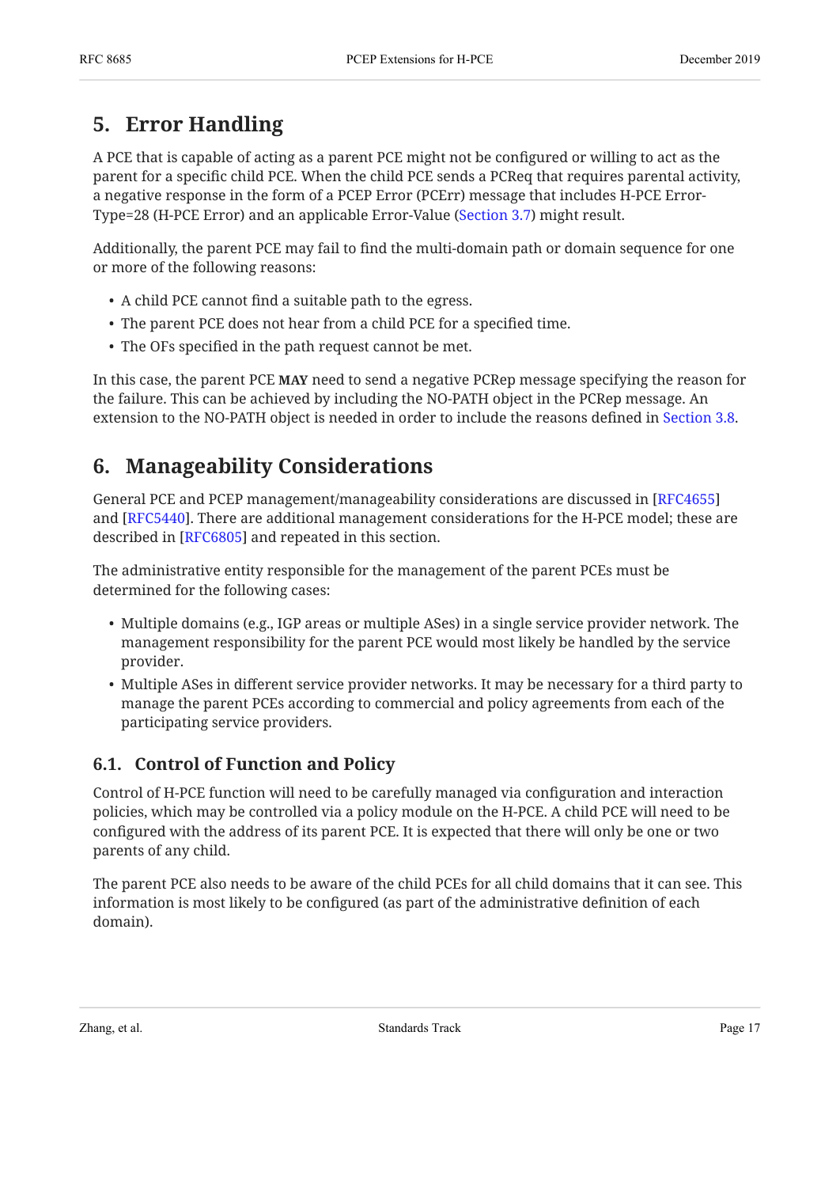## 5. Error Handling

A PCE that is capable of acting as a parent PCE might not be configured or willing to act as the parent for a specific child PCE. When the child PCE sends a PCReq that requires parental activity, a negative response in the form of a PCEP Error (PCErr) message that includes H-PCE Error-Type=28 (H-PCE Error) and an applicable Error-Value (Section 3.7) might result.

Additionally, the parent PCE may fail to find the multi-domain path or domain sequence for one or more of the following reasons:

- A child PCE cannot find a suitable path to the egress.
- The parent PCE does not hear from a child PCE for a specified time.
- The OFs specified in the path request cannot be met.

In this case, the parent PCE **MAY** need to send a negative PCRep message specifying the reason for the failure. This can be achieved by including the NO-PATH object in the PCRep message. An extension to the NO-PATH object is needed in order to include the reasons defined in Section 3.8.

## 6. Manageability Considerations

General PCE and PCEP management/manageability considerations are discussed in [RFC4655] and [RFC5440]. There are additional management considerations for the H-PCE model; these are described in [RFC6805] and repeated in this section.

The administrative entity responsible for the management of the parent PCEs must be determined for the following cases:

- Multiple domains (e.g., IGP areas or multiple ASes) in a single service provider network. The management responsibility for the parent PCE would most likely be handled by the service provider.
- Multiple ASes in different service provider networks. It may be necessary for a third party to manage the parent PCEs according to commercial and policy agreements from each of the participating service providers.

### 6.1. Control of Function and Policy

Control of H-PCE function will need to be carefully managed via configuration and interaction policies, which may be controlled via a policy module on the H-PCE. A child PCE will need to be configured with the address of its parent PCE. It is expected that there will only be one or two parents of any child.

The parent PCE also needs to be aware of the child PCEs for all child domains that it can see. This information is most likely to be configured (as part of the administrative definition of each domain).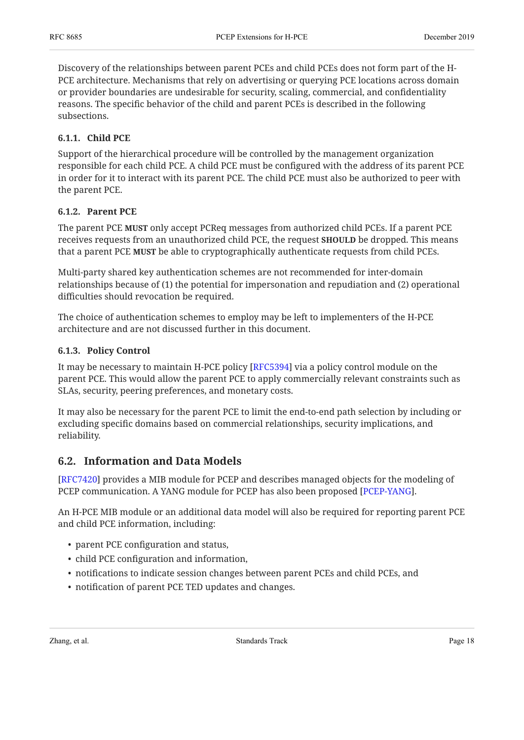Discovery of the relationships between parent PCEs and child PCEs does not form part of the H-PCE architecture. Mechanisms that rely on advertising or querying PCE locations across domain or provider boundaries are undesirable for security, scaling, commercial, and confidentiality reasons. The specific behavior of the child and parent PCEs is described in the following subsections.

#### 6.1.1. Child PCE

Support of the hierarchical procedure will be controlled by the management organization responsible for each child PCE. A child PCE must be configured with the address of its parent PCE in order for it to interact with its parent PCE. The child PCE must also be authorized to peer with the parent PCE.

#### 6.1.2. Parent PCE

The parent PCE **MUST** only accept PCReq messages from authorized child PCEs. If a parent PCE receives requests from an unauthorized child PCE, the request **SHOULD** be dropped. This means that a parent PCE **MUST** be able to cryptographically authenticate requests from child PCEs.

Multi-party shared key authentication schemes are not recommended for inter-domain relationships because of (1) the potential for impersonation and repudiation and (2) operational difficulties should revocation be required.

The choice of authentication schemes to employ may be left to implementers of the H-PCE architecture and are not discussed further in this document.

#### 6.1.3. Policy Control

It may be necessary to maintain H-PCE policy [RFC5394] via a policy control module on the parent PCE. This would allow the parent PCE to apply commercially relevant constraints such as SLAs, security, peering preferences, and monetary costs.

It may also be necessary for the parent PCE to limit the end-to-end path selection by including or excluding specific domains based on commercial relationships, security implications, and reliability.

### 6.2. Information and Data Models

[RFC7420] provides a MIB module for PCEP and describes managed objects for the modeling of PCEP communication. A YANG module for PCEP has also been proposed [PCEP-YANG].

An H-PCE MIB module or an additional data model will also be required for reporting parent PCE and child PCE information, including:

- parent PCE configuration and status,
- child PCE configuration and information,
- notifications to indicate session changes between parent PCEs and child PCEs, and
- notification of parent PCE TED updates and changes.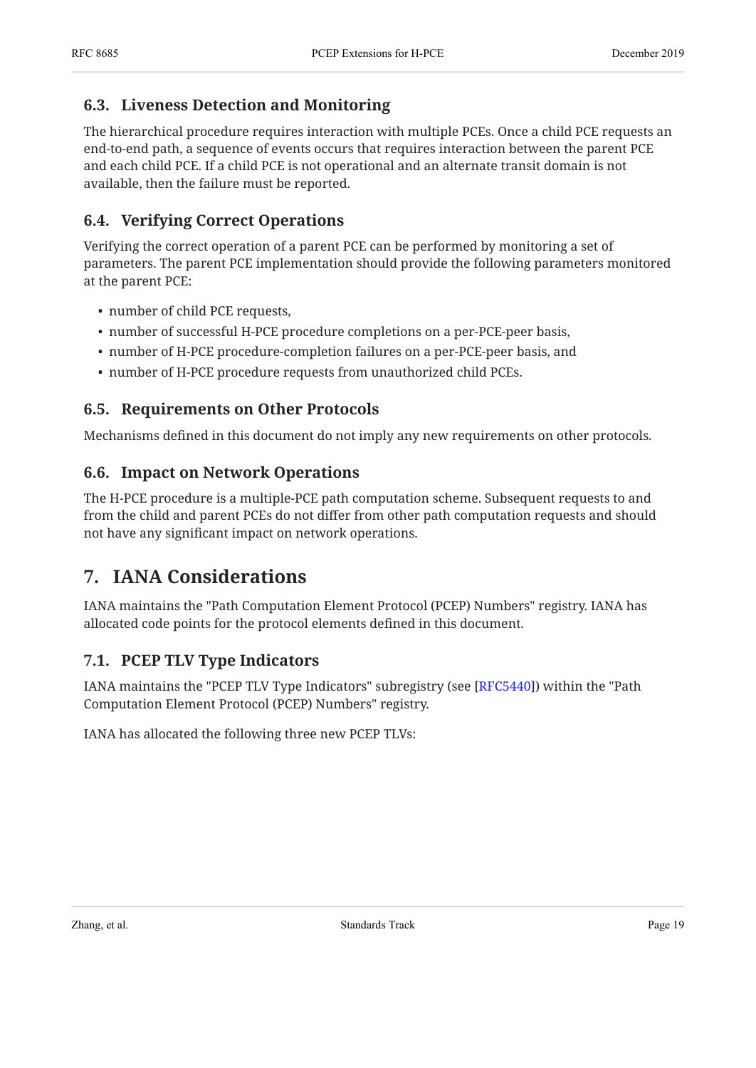### 6.3. Liveness Detection and Monitoring

The hierarchical procedure requires interaction with multiple PCEs. Once a child PCE requests an end-to-end path, a sequence of events occurs that requires interaction between the parent PCE and each child PCE. If a child PCE is not operational and an alternate transit domain is not available, then the failure must be reported.

### 6.4. Verifying Correct Operations

Verifying the correct operation of a parent PCE can be performed by monitoring a set of parameters. The parent PCE implementation should provide the following parameters monitored at the parent PCE:

- number of child PCE requests,
- number of successful H-PCE procedure completions on a per-PCE-peer basis,
- number of H-PCE procedure-completion failures on a per-PCE-peer basis, and
- number of H-PCE procedure requests from unauthorized child PCEs.

### 6.5. Requirements on Other Protocols

Mechanisms defined in this document do not imply any new requirements on other protocols.

### 6.6. Impact on Network Operations

The H-PCE procedure is a multiple-PCE path computation scheme. Subsequent requests to and from the child and parent PCEs do not differ from other path computation requests and should not have any significant impact on network operations.

## 7. IANA Considerations

IANA maintains the "Path Computation Element Protocol (PCEP) Numbers" registry. IANA has allocated code points for the protocol elements defined in this document.

### 7.1. PCEP TLV Type Indicators

IANA maintains the "PCEP TLV Type Indicators" subregistry (see [RFC5440]) within the "Path Computation Element Protocol (PCEP) Numbers" registry.

IANA has allocated the following three new PCEP TLVs: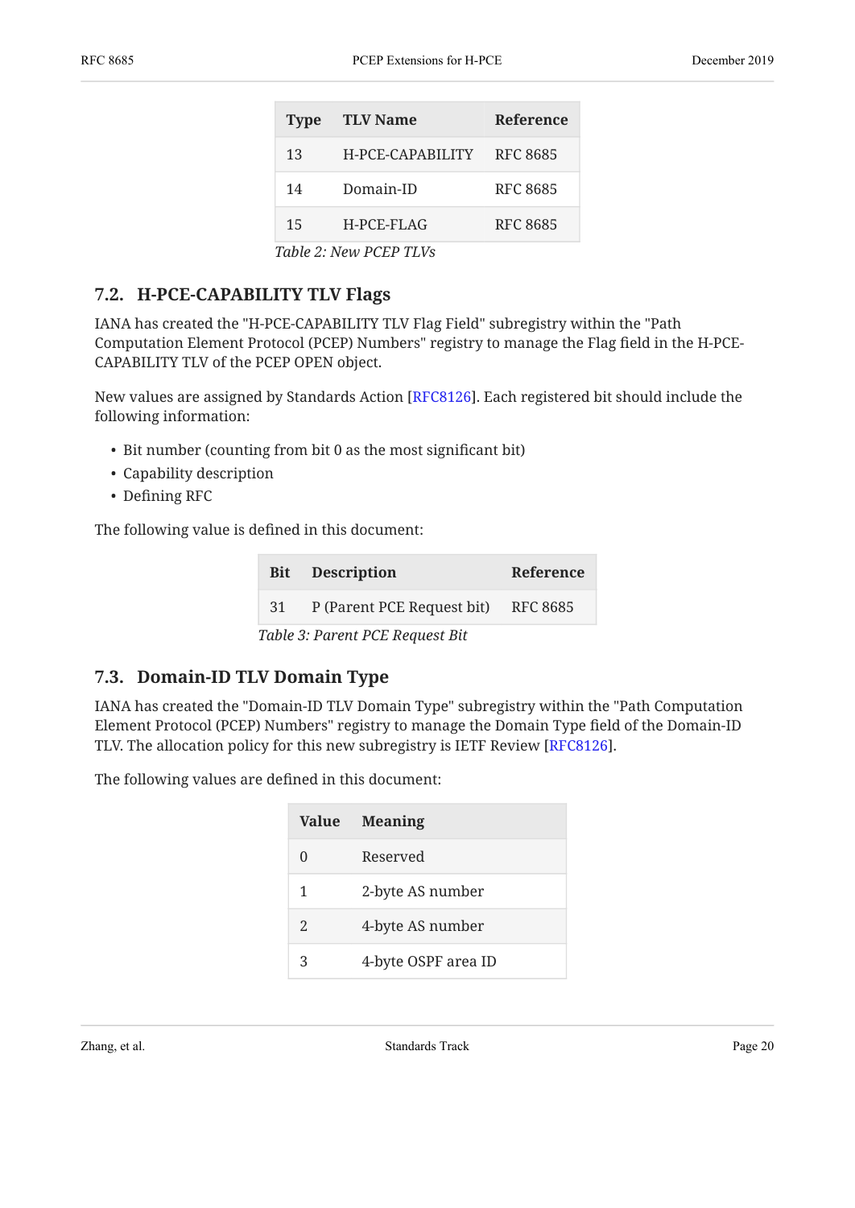| Type | TLV Name | Reference |
|---|---|---|
| 13 | H-PCE-CAPABILITY | RFC 8685 |
| 14 | Domain-ID | RFC 8685 |
| 15 | H-PCE-FLAG | RFC 8685 |

*Table 2: New PCEP TLVs*

### 7.2. H-PCE-CAPABILITY TLV Flags

IANA has created the "H-PCE-CAPABILITY TLV Flag Field" subregistry within the "Path Computation Element Protocol (PCEP) Numbers" registry to manage the Flag field in the H-PCE-CAPABILITY TLV of the PCEP OPEN object.

New values are assigned by Standards Action [RFC8126]. Each registered bit should include the following information:

- Bit number (counting from bit 0 as the most significant bit)
- Capability description
- Defining RFC

The following value is defined in this document:

| Bit | Description | Reference |
|---|---|---|
| 31 | P (Parent PCE Request bit) | RFC 8685 |

*Table 3: Parent PCE Request Bit*

### 7.3. Domain-ID TLV Domain Type

IANA has created the "Domain-ID TLV Domain Type" subregistry within the "Path Computation Element Protocol (PCEP) Numbers" registry to manage the Domain Type field of the Domain-ID TLV. The allocation policy for this new subregistry is IETF Review [RFC8126].

The following values are defined in this document:

| Value | Meaning |
|---|---|
| 0 | Reserved |
| 1 | 2-byte AS number |
| 2 | 4-byte AS number |
| 3 | 4-byte OSPF area ID |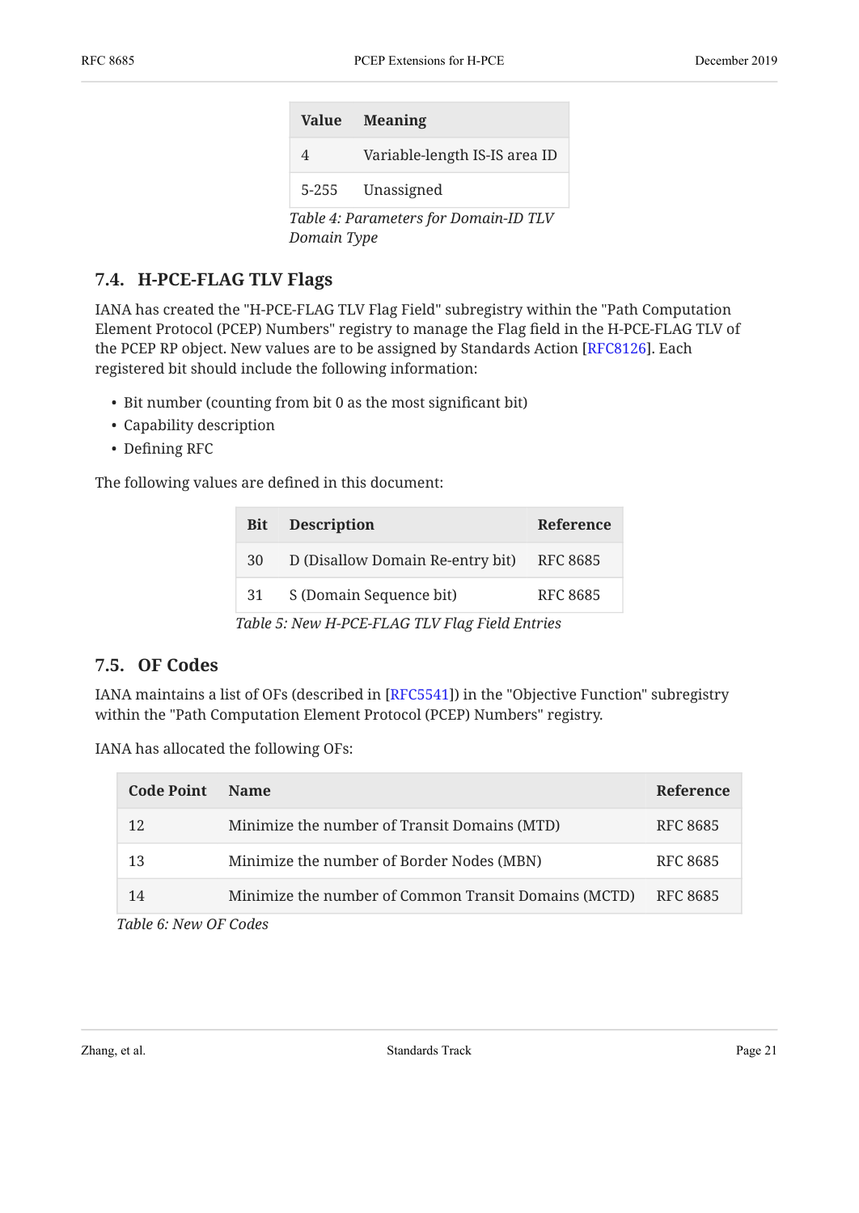| Value | Meaning |
|---|---|
| 4 | Variable-length IS-IS area ID |
| 5-255 | Unassigned |

*Table 4: Parameters for Domain-ID TLV Domain Type*

### 7.4. H-PCE-FLAG TLV Flags

IANA has created the "H-PCE-FLAG TLV Flag Field" subregistry within the "Path Computation Element Protocol (PCEP) Numbers" registry to manage the Flag field in the H-PCE-FLAG TLV of the PCEP RP object. New values are to be assigned by Standards Action [RFC8126]. Each registered bit should include the following information:

- Bit number (counting from bit 0 as the most significant bit)
- Capability description
- Defining RFC

The following values are defined in this document:

| Bit | Description | Reference |
|---|---|---|
| 30 | D (Disallow Domain Re-entry bit) | RFC 8685 |
| 31 | S (Domain Sequence bit) | RFC 8685 |

*Table 5: New H-PCE-FLAG TLV Flag Field Entries*

### 7.5. OF Codes

IANA maintains a list of OFs (described in [RFC5541]) in the "Objective Function" subregistry within the "Path Computation Element Protocol (PCEP) Numbers" registry.

IANA has allocated the following OFs:

| Code Point | Name | Reference |
|---|---|---|
| 12 | Minimize the number of Transit Domains (MTD) | RFC 8685 |
| 13 | Minimize the number of Border Nodes (MBN) | RFC 8685 |
| 14 | Minimize the number of Common Transit Domains (MCTD) | RFC 8685 |

*Table 6: New OF Codes*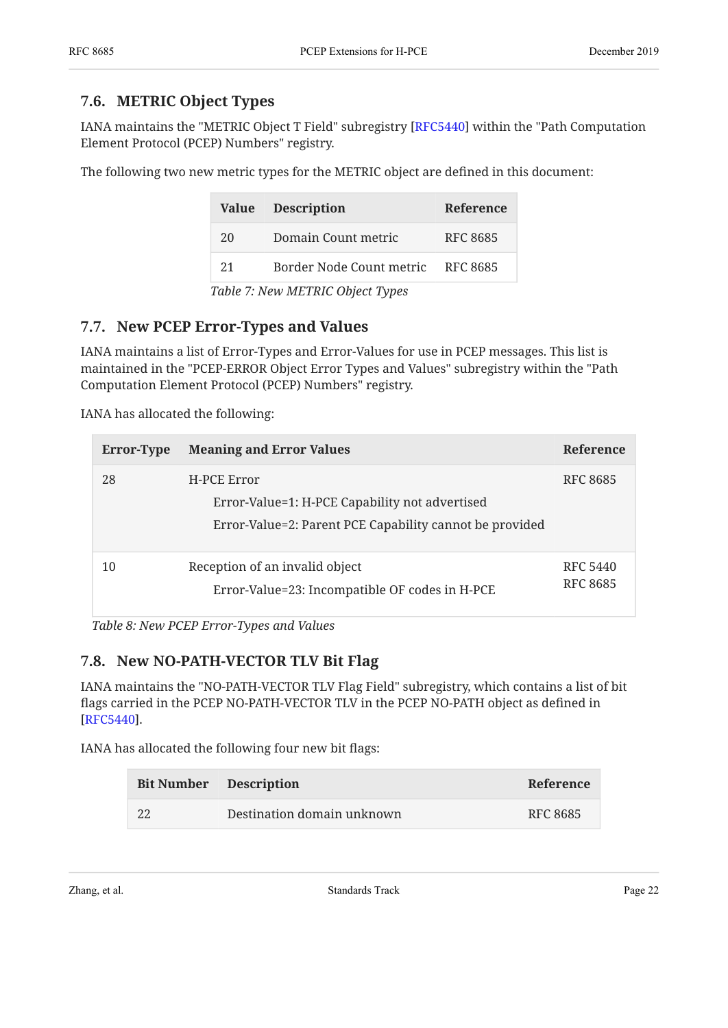## 7.6. METRIC Object Types

IANA maintains the "METRIC Object T Field" subregistry [RFC5440] within the "Path Computation Element Protocol (PCEP) Numbers" registry.

The following two new metric types for the METRIC object are defined in this document:

| Value | Description | Reference |
|---|---|---|
| 20 | Domain Count metric | RFC 8685 |
| 21 | Border Node Count metric | RFC 8685 |

*Table 7: New METRIC Object Types*

## 7.7. New PCEP Error-Types and Values

IANA maintains a list of Error-Types and Error-Values for use in PCEP messages. This list is maintained in the "PCEP-ERROR Object Error Types and Values" subregistry within the "Path Computation Element Protocol (PCEP) Numbers" registry.

IANA has allocated the following:

| Error-Type | Meaning and Error Values | Reference |
|---|---|---|
| 28 | H-PCE Error<br>Error-Value=1: H-PCE Capability not advertised<br>Error-Value=2: Parent PCE Capability cannot be provided | RFC 8685 |
| 10 | Reception of an invalid object<br>Error-Value=23: Incompatible OF codes in H-PCE | RFC 5440<br>RFC 8685 |

*Table 8: New PCEP Error-Types and Values*

## 7.8. New NO-PATH-VECTOR TLV Bit Flag

IANA maintains the "NO-PATH-VECTOR TLV Flag Field" subregistry, which contains a list of bit flags carried in the PCEP NO-PATH-VECTOR TLV in the PCEP NO-PATH object as defined in [RFC5440].

IANA has allocated the following four new bit flags:

| Bit Number | Description | Reference |
|---|---|---|
| 22 | Destination domain unknown | RFC 8685 |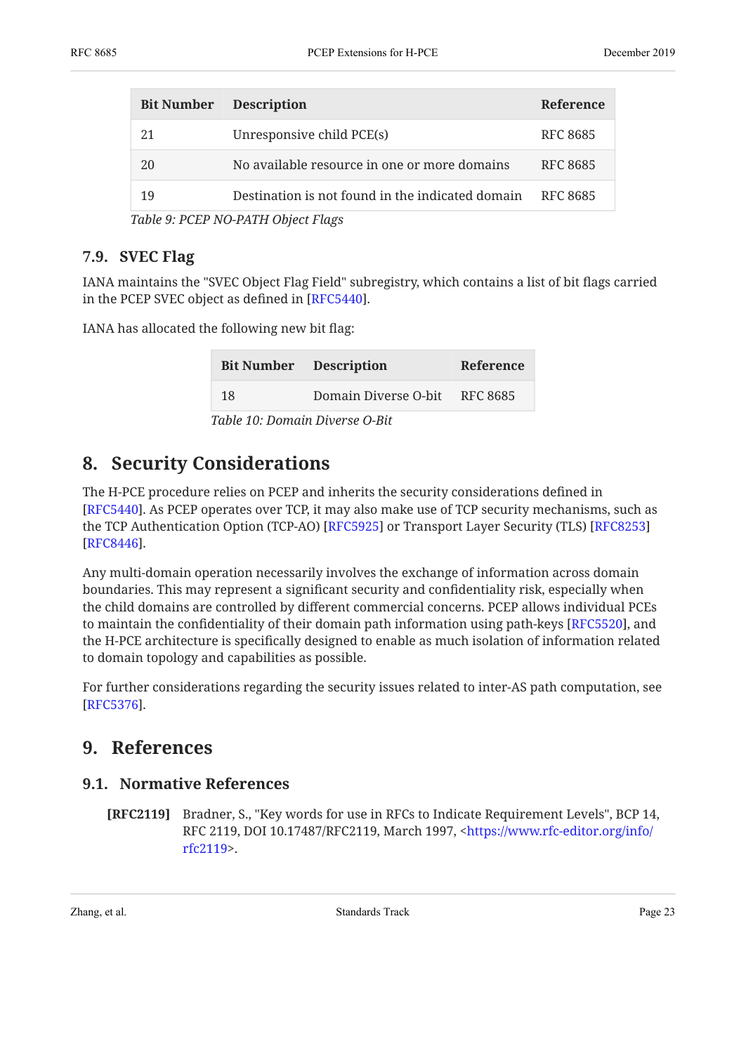| Bit Number | Description | Reference |
|---|---|---|
| 21 | Unresponsive child PCE(s) | RFC 8685 |
| 20 | No available resource in one or more domains | RFC 8685 |
| 19 | Destination is not found in the indicated domain | RFC 8685 |

*Table 9: PCEP NO-PATH Object Flags*

### 7.9. SVEC Flag

IANA maintains the "SVEC Object Flag Field" subregistry, which contains a list of bit flags carried in the PCEP SVEC object as defined in [RFC5440].

IANA has allocated the following new bit flag:

| Bit Number | Description | Reference |
|---|---|---|
| 18 | Domain Diverse O-bit | RFC 8685 |

*Table 10: Domain Diverse O-Bit*

## 8. Security Considerations

The H-PCE procedure relies on PCEP and inherits the security considerations defined in [RFC5440]. As PCEP operates over TCP, it may also make use of TCP security mechanisms, such as the TCP Authentication Option (TCP-AO) [RFC5925] or Transport Layer Security (TLS) [RFC8253] [RFC8446].

Any multi-domain operation necessarily involves the exchange of information across domain boundaries. This may represent a significant security and confidentiality risk, especially when the child domains are controlled by different commercial concerns. PCEP allows individual PCEs to maintain the confidentiality of their domain path information using path-keys [RFC5520], and the H-PCE architecture is specifically designed to enable as much isolation of information related to domain topology and capabilities as possible.

For further considerations regarding the security issues related to inter-AS path computation, see [RFC5376].

## 9. References

### 9.1. Normative References

**[RFC2119]** Bradner, S., "Key words for use in RFCs to Indicate Requirement Levels", BCP 14, RFC 2119, DOI 10.17487/RFC2119, March 1997, <https://www.rfc-editor.org/info/rfc2119>.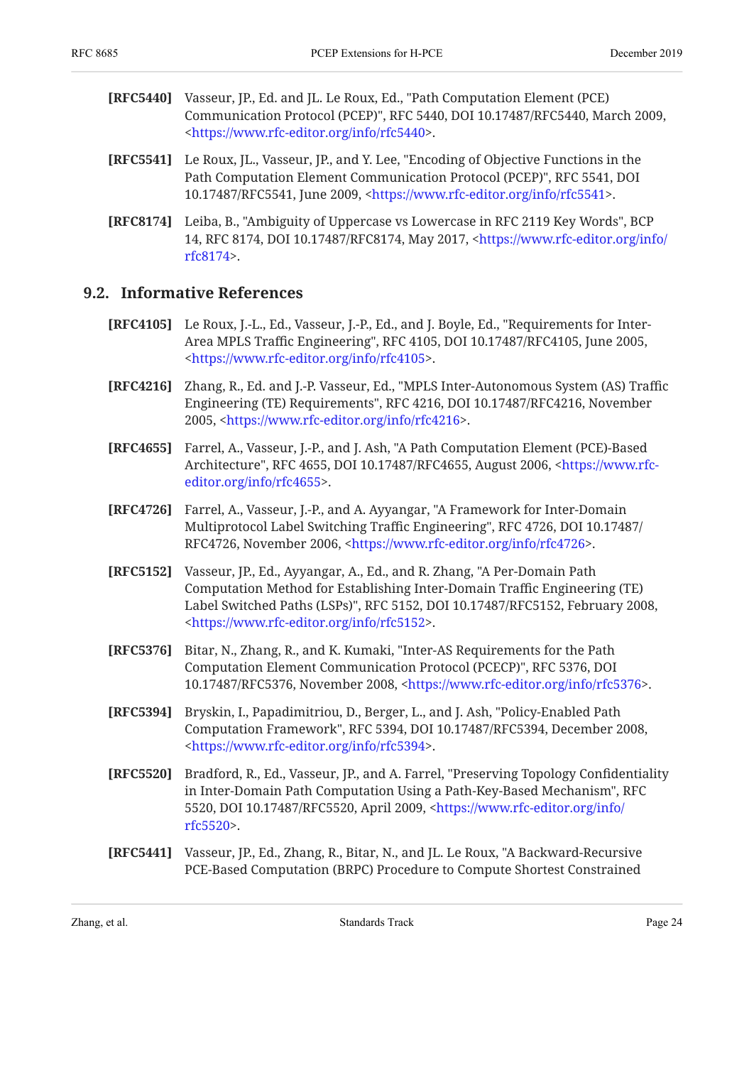**[RFC5440]** Vasseur, JP., Ed. and JL. Le Roux, Ed., "Path Computation Element (PCE) Communication Protocol (PCEP)", RFC 5440, DOI 10.17487/RFC5440, March 2009, <https://www.rfc-editor.org/info/rfc5440>.

**[RFC5541]** Le Roux, JL., Vasseur, JP., and Y. Lee, "Encoding of Objective Functions in the Path Computation Element Communication Protocol (PCEP)", RFC 5541, DOI 10.17487/RFC5541, June 2009, <https://www.rfc-editor.org/info/rfc5541>.

**[RFC8174]** Leiba, B., "Ambiguity of Uppercase vs Lowercase in RFC 2119 Key Words", BCP 14, RFC 8174, DOI 10.17487/RFC8174, May 2017, <https://www.rfc-editor.org/info/rfc8174>.

## 9.2. Informative References

**[RFC4105]** Le Roux, J.-L., Ed., Vasseur, J.-P., Ed., and J. Boyle, Ed., "Requirements for Inter-Area MPLS Traffic Engineering", RFC 4105, DOI 10.17487/RFC4105, June 2005, <https://www.rfc-editor.org/info/rfc4105>.

**[RFC4216]** Zhang, R., Ed. and J.-P. Vasseur, Ed., "MPLS Inter-Autonomous System (AS) Traffic Engineering (TE) Requirements", RFC 4216, DOI 10.17487/RFC4216, November 2005, <https://www.rfc-editor.org/info/rfc4216>.

**[RFC4655]** Farrel, A., Vasseur, J.-P., and J. Ash, "A Path Computation Element (PCE)-Based Architecture", RFC 4655, DOI 10.17487/RFC4655, August 2006, <https://www.rfc-editor.org/info/rfc4655>.

**[RFC4726]** Farrel, A., Vasseur, J.-P., and A. Ayyangar, "A Framework for Inter-Domain Multiprotocol Label Switching Traffic Engineering", RFC 4726, DOI 10.17487/RFC4726, November 2006, <https://www.rfc-editor.org/info/rfc4726>.

**[RFC5152]** Vasseur, JP., Ed., Ayyangar, A., Ed., and R. Zhang, "A Per-Domain Path Computation Method for Establishing Inter-Domain Traffic Engineering (TE) Label Switched Paths (LSPs)", RFC 5152, DOI 10.17487/RFC5152, February 2008, <https://www.rfc-editor.org/info/rfc5152>.

**[RFC5376]** Bitar, N., Zhang, R., and K. Kumaki, "Inter-AS Requirements for the Path Computation Element Communication Protocol (PCECP)", RFC 5376, DOI 10.17487/RFC5376, November 2008, <https://www.rfc-editor.org/info/rfc5376>.

**[RFC5394]** Bryskin, I., Papadimitriou, D., Berger, L., and J. Ash, "Policy-Enabled Path Computation Framework", RFC 5394, DOI 10.17487/RFC5394, December 2008, <https://www.rfc-editor.org/info/rfc5394>.

**[RFC5520]** Bradford, R., Ed., Vasseur, JP., and A. Farrel, "Preserving Topology Confidentiality in Inter-Domain Path Computation Using a Path-Key-Based Mechanism", RFC 5520, DOI 10.17487/RFC5520, April 2009, <https://www.rfc-editor.org/info/rfc5520>.

**[RFC5441]** Vasseur, JP., Ed., Zhang, R., Bitar, N., and JL. Le Roux, "A Backward-Recursive PCE-Based Computation (BRPC) Procedure to Compute Shortest Constrained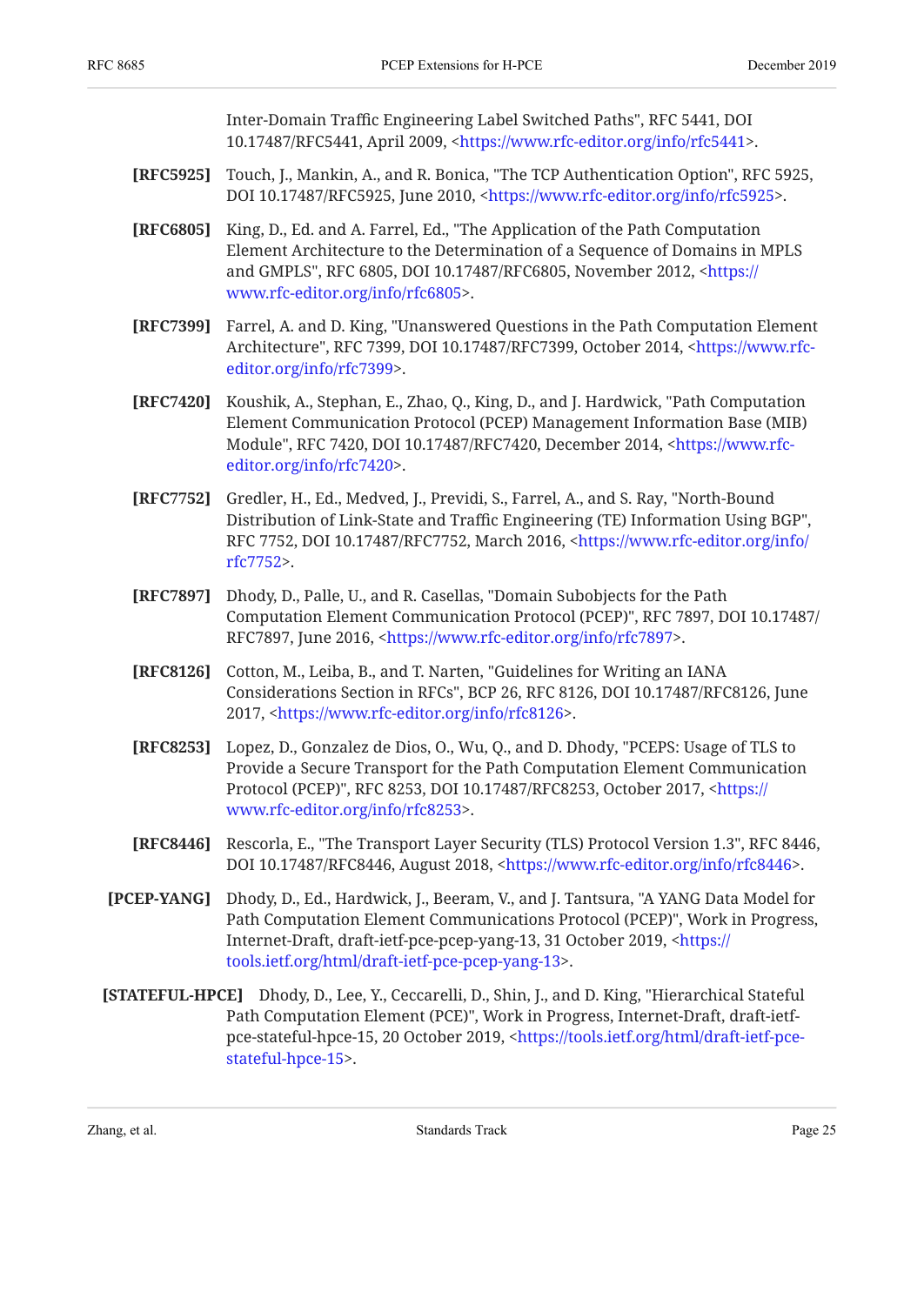Inter-Domain Traffic Engineering Label Switched Paths", RFC 5441, DOI 10.17487/RFC5441, April 2009, <https://www.rfc-editor.org/info/rfc5441>.

**[RFC5925]** Touch, J., Mankin, A., and R. Bonica, "The TCP Authentication Option", RFC 5925, DOI 10.17487/RFC5925, June 2010, <https://www.rfc-editor.org/info/rfc5925>.

**[RFC6805]** King, D., Ed. and A. Farrel, Ed., "The Application of the Path Computation Element Architecture to the Determination of a Sequence of Domains in MPLS and GMPLS", RFC 6805, DOI 10.17487/RFC6805, November 2012, <https://www.rfc-editor.org/info/rfc6805>.

**[RFC7399]** Farrel, A. and D. King, "Unanswered Questions in the Path Computation Element Architecture", RFC 7399, DOI 10.17487/RFC7399, October 2014, <https://www.rfc-editor.org/info/rfc7399>.

**[RFC7420]** Koushik, A., Stephan, E., Zhao, Q., King, D., and J. Hardwick, "Path Computation Element Communication Protocol (PCEP) Management Information Base (MIB) Module", RFC 7420, DOI 10.17487/RFC7420, December 2014, <https://www.rfc-editor.org/info/rfc7420>.

**[RFC7752]** Gredler, H., Ed., Medved, J., Previdi, S., Farrel, A., and S. Ray, "North-Bound Distribution of Link-State and Traffic Engineering (TE) Information Using BGP", RFC 7752, DOI 10.17487/RFC7752, March 2016, <https://www.rfc-editor.org/info/rfc7752>.

**[RFC7897]** Dhody, D., Palle, U., and R. Casellas, "Domain Subobjects for the Path Computation Element Communication Protocol (PCEP)", RFC 7897, DOI 10.17487/RFC7897, June 2016, <https://www.rfc-editor.org/info/rfc7897>.

**[RFC8126]** Cotton, M., Leiba, B., and T. Narten, "Guidelines for Writing an IANA Considerations Section in RFCs", BCP 26, RFC 8126, DOI 10.17487/RFC8126, June 2017, <https://www.rfc-editor.org/info/rfc8126>.

**[RFC8253]** Lopez, D., Gonzalez de Dios, O., Wu, Q., and D. Dhody, "PCEPS: Usage of TLS to Provide a Secure Transport for the Path Computation Element Communication Protocol (PCEP)", RFC 8253, DOI 10.17487/RFC8253, October 2017, <https://www.rfc-editor.org/info/rfc8253>.

**[RFC8446]** Rescorla, E., "The Transport Layer Security (TLS) Protocol Version 1.3", RFC 8446, DOI 10.17487/RFC8446, August 2018, <https://www.rfc-editor.org/info/rfc8446>.

**[PCEP-YANG]** Dhody, D., Ed., Hardwick, J., Beeram, V., and J. Tantsura, "A YANG Data Model for Path Computation Element Communications Protocol (PCEP)", Work in Progress, Internet-Draft, draft-ietf-pce-pcep-yang-13, 31 October 2019, <https://tools.ietf.org/html/draft-ietf-pce-pcep-yang-13>.

**[STATEFUL-HPCE]** Dhody, D., Lee, Y., Ceccarelli, D., Shin, J., and D. King, "Hierarchical Stateful Path Computation Element (PCE)", Work in Progress, Internet-Draft, draft-ietf-pce-stateful-hpce-15, 20 October 2019, <https://tools.ietf.org/html/draft-ietf-pce-stateful-hpce-15>.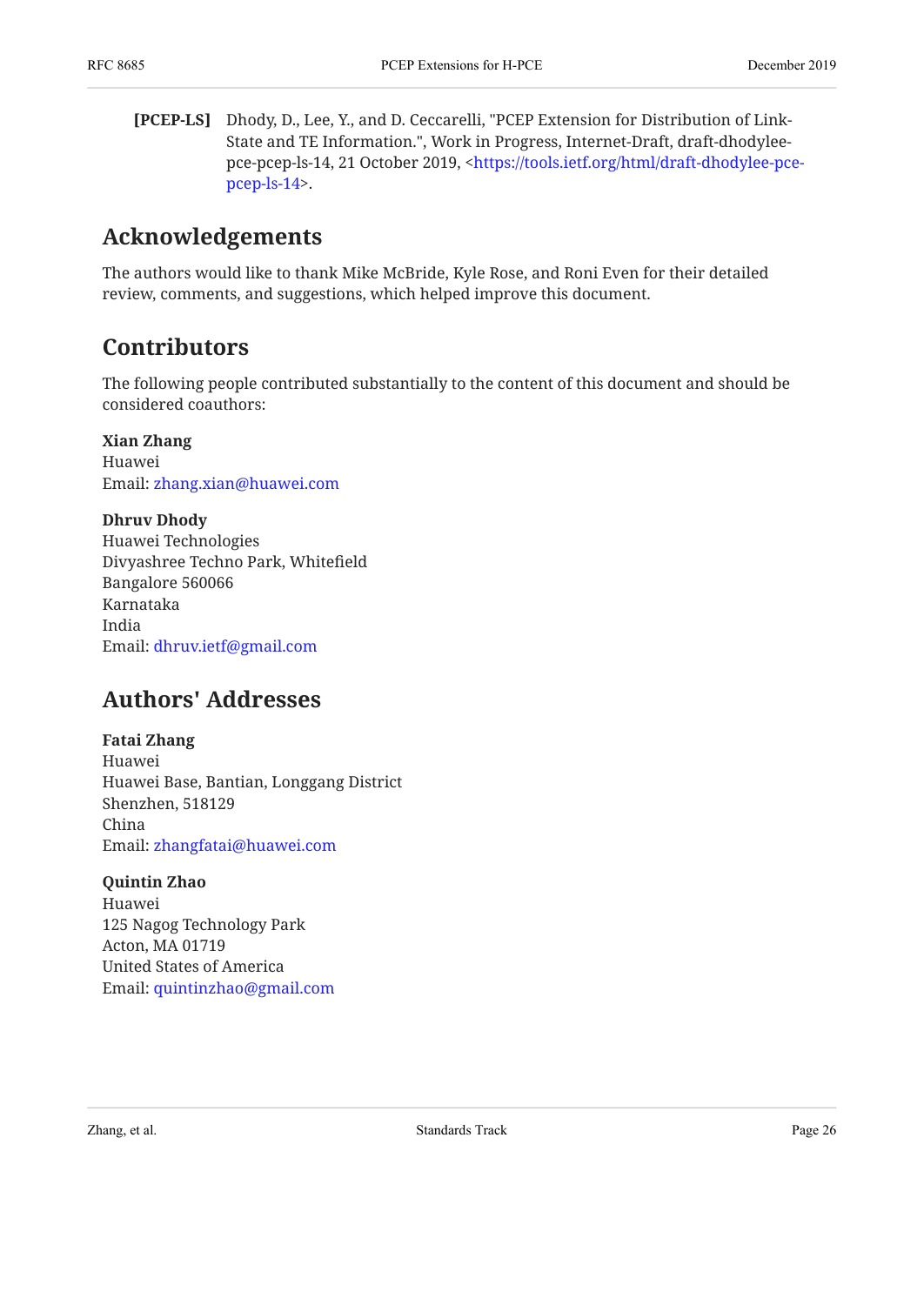**[PCEP-LS]** Dhody, D., Lee, Y., and D. Ceccarelli, "PCEP Extension for Distribution of Link-State and TE Information.", Work in Progress, Internet-Draft, draft-dhodylee-pce-pcep-ls-14, 21 October 2019, <https://tools.ietf.org/html/draft-dhodylee-pce-pcep-ls-14>.

## Acknowledgements

The authors would like to thank Mike McBride, Kyle Rose, and Roni Even for their detailed review, comments, and suggestions, which helped improve this document.

## Contributors

The following people contributed substantially to the content of this document and should be considered coauthors:

**Xian Zhang**
Huawei
Email: zhang.xian@huawei.com

**Dhruv Dhody**
Huawei Technologies
Divyashree Techno Park, Whitefield
Bangalore 560066
Karnataka
India
Email: dhruv.ietf@gmail.com

## Authors' Addresses

**Fatai Zhang**
Huawei
Huawei Base, Bantian, Longgang District
Shenzhen, 518129
China
Email: zhangfatai@huawei.com

**Quintin Zhao**
Huawei
125 Nagog Technology Park
Acton, MA 01719
United States of America
Email: quintinzhao@gmail.com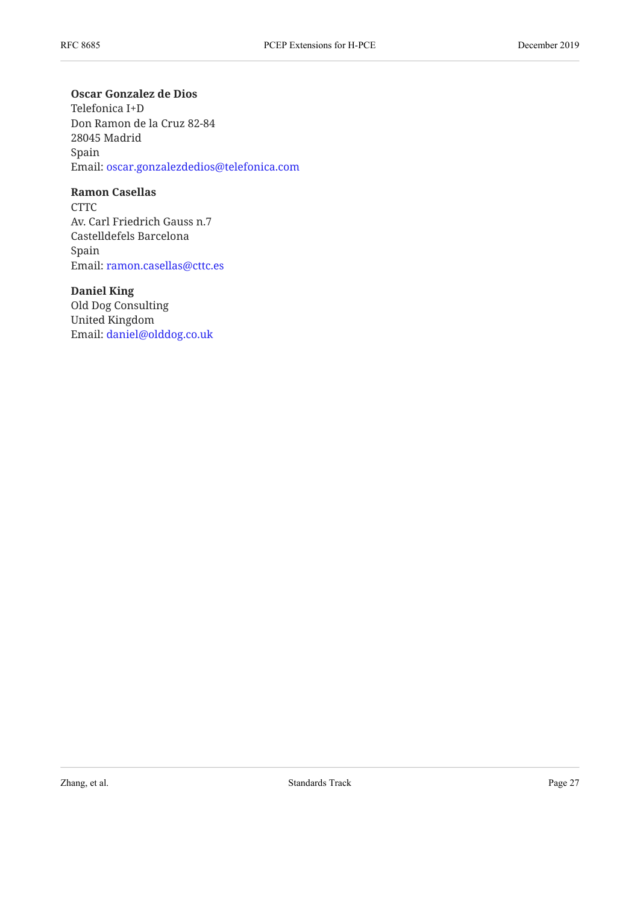**Oscar Gonzalez de Dios**
Telefonica I+D
Don Ramon de la Cruz 82-84
28045 Madrid
Spain
Email: oscar.gonzalezdedios@telefonica.com

**Ramon Casellas**
CTTC
Av. Carl Friedrich Gauss n.7
Castelldefels Barcelona
Spain
Email: ramon.casellas@cttc.es

**Daniel King**
Old Dog Consulting
United Kingdom
Email: daniel@olddog.co.uk